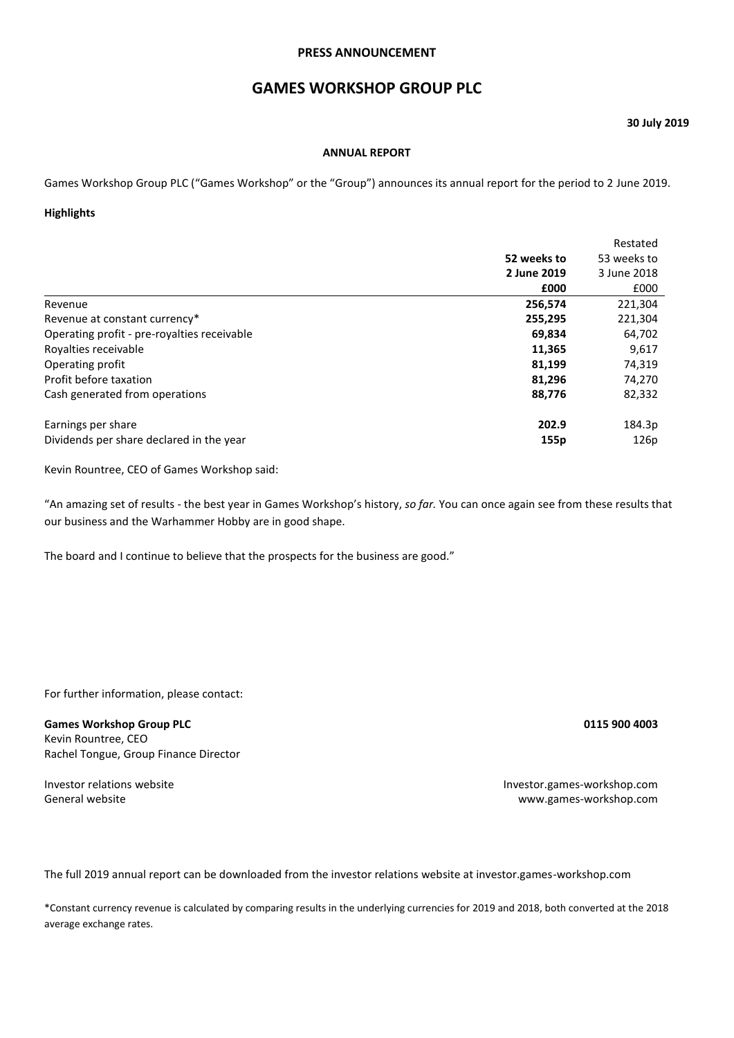**PRESS ANNOUNCEMENT**

# GAMES WORKSHOP GROUP PLC

**30 July 2019**

**ANNUAL REPORT**

Games Workshop Group PLC ("Games Workshop" or the "Group") announces its annual report for the period to 2 June 2019.

**Highlights**

| | **52 weeks to 2 June 2019 £000** | Restated 53 weeks to 3 June 2018 £000 |
|---|---|---|
| Revenue | **256,574** | 221,304 |
| Revenue at constant currency* | **255,295** | 221,304 |
| Operating profit - pre-royalties receivable | **69,834** | 64,702 |
| Royalties receivable | **11,365** | 9,617 |
| Operating profit | **81,199** | 74,319 |
| Profit before taxation | **81,296** | 74,270 |
| Cash generated from operations | **88,776** | 82,332 |
| | | |
| Earnings per share | **202.9** | 184.3p |
| Dividends per share declared in the year | **155p** | 126p |

Kevin Rountree, CEO of Games Workshop said:

"An amazing set of results - the best year in Games Workshop's history, *so far.* You can once again see from these results that our business and the Warhammer Hobby are in good shape.

The board and I continue to believe that the prospects for the business are good."

For further information, please contact:

**Games Workshop Group PLC** **0115 900 4003**
Kevin Rountree, CEO
Rachel Tongue, Group Finance Director

Investor relations website Investor.games-workshop.com
General website www.games-workshop.com

The full 2019 annual report can be downloaded from the investor relations website at investor.games-workshop.com

*Constant currency revenue is calculated by comparing results in the underlying currencies for 2019 and 2018, both converted at the 2018 average exchange rates.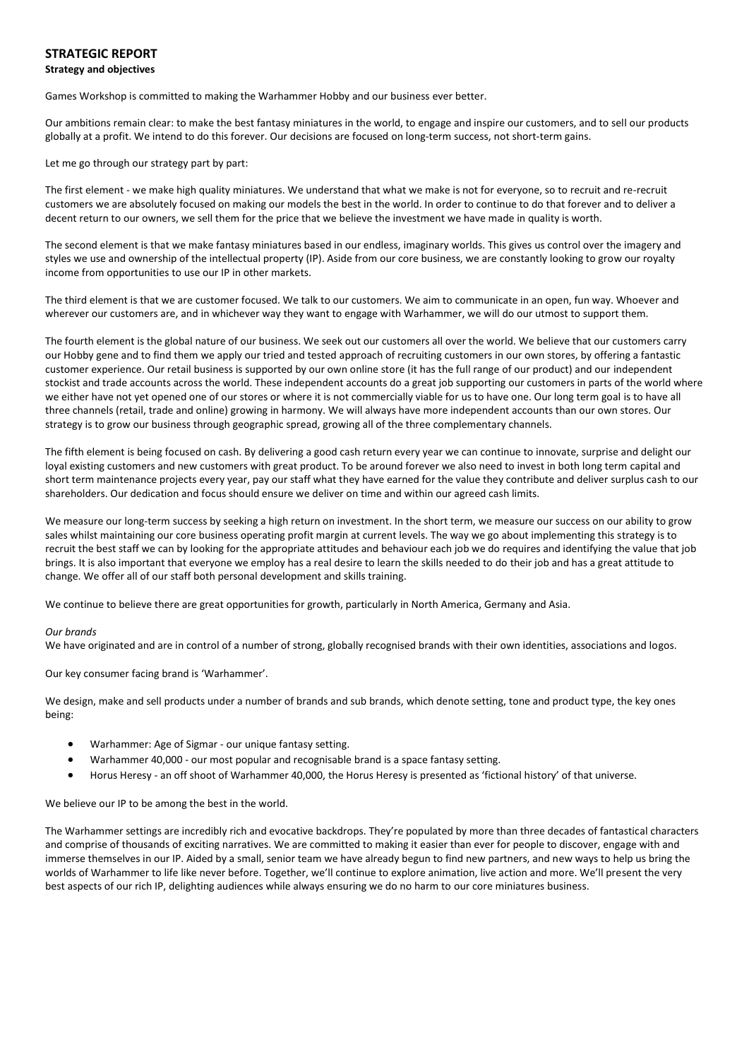## STRATEGIC REPORT

**Strategy and objectives**

Games Workshop is committed to making the Warhammer Hobby and our business ever better.

Our ambitions remain clear: to make the best fantasy miniatures in the world, to engage and inspire our customers, and to sell our products globally at a profit. We intend to do this forever. Our decisions are focused on long-term success, not short-term gains.

Let me go through our strategy part by part:

The first element - we make high quality miniatures. We understand that what we make is not for everyone, so to recruit and re-recruit customers we are absolutely focused on making our models the best in the world. In order to continue to do that forever and to deliver a decent return to our owners, we sell them for the price that we believe the investment we have made in quality is worth.

The second element is that we make fantasy miniatures based in our endless, imaginary worlds. This gives us control over the imagery and styles we use and ownership of the intellectual property (IP). Aside from our core business, we are constantly looking to grow our royalty income from opportunities to use our IP in other markets.

The third element is that we are customer focused. We talk to our customers. We aim to communicate in an open, fun way. Whoever and wherever our customers are, and in whichever way they want to engage with Warhammer, we will do our utmost to support them.

The fourth element is the global nature of our business. We seek out our customers all over the world. We believe that our customers carry our Hobby gene and to find them we apply our tried and tested approach of recruiting customers in our own stores, by offering a fantastic customer experience. Our retail business is supported by our own online store (it has the full range of our product) and our independent stockist and trade accounts across the world. These independent accounts do a great job supporting our customers in parts of the world where we either have not yet opened one of our stores or where it is not commercially viable for us to have one. Our long term goal is to have all three channels (retail, trade and online) growing in harmony. We will always have more independent accounts than our own stores. Our strategy is to grow our business through geographic spread, growing all of the three complementary channels.

The fifth element is being focused on cash. By delivering a good cash return every year we can continue to innovate, surprise and delight our loyal existing customers and new customers with great product. To be around forever we also need to invest in both long term capital and short term maintenance projects every year, pay our staff what they have earned for the value they contribute and deliver surplus cash to our shareholders. Our dedication and focus should ensure we deliver on time and within our agreed cash limits.

We measure our long-term success by seeking a high return on investment. In the short term, we measure our success on our ability to grow sales whilst maintaining our core business operating profit margin at current levels. The way we go about implementing this strategy is to recruit the best staff we can by looking for the appropriate attitudes and behaviour each job we do requires and identifying the value that job brings. It is also important that everyone we employ has a real desire to learn the skills needed to do their job and has a great attitude to change. We offer all of our staff both personal development and skills training.

We continue to believe there are great opportunities for growth, particularly in North America, Germany and Asia.

*Our brands*

We have originated and are in control of a number of strong, globally recognised brands with their own identities, associations and logos.

Our key consumer facing brand is 'Warhammer'.

We design, make and sell products under a number of brands and sub brands, which denote setting, tone and product type, the key ones being:

- Warhammer: Age of Sigmar - our unique fantasy setting.
- Warhammer 40,000 - our most popular and recognisable brand is a space fantasy setting.
- Horus Heresy - an off shoot of Warhammer 40,000, the Horus Heresy is presented as 'fictional history' of that universe.

We believe our IP to be among the best in the world.

The Warhammer settings are incredibly rich and evocative backdrops. They're populated by more than three decades of fantastical characters and comprise of thousands of exciting narratives. We are committed to making it easier than ever for people to discover, engage with and immerse themselves in our IP. Aided by a small, senior team we have already begun to find new partners, and new ways to help us bring the worlds of Warhammer to life like never before. Together, we'll continue to explore animation, live action and more. We'll present the very best aspects of our rich IP, delighting audiences while always ensuring we do no harm to our core miniatures business.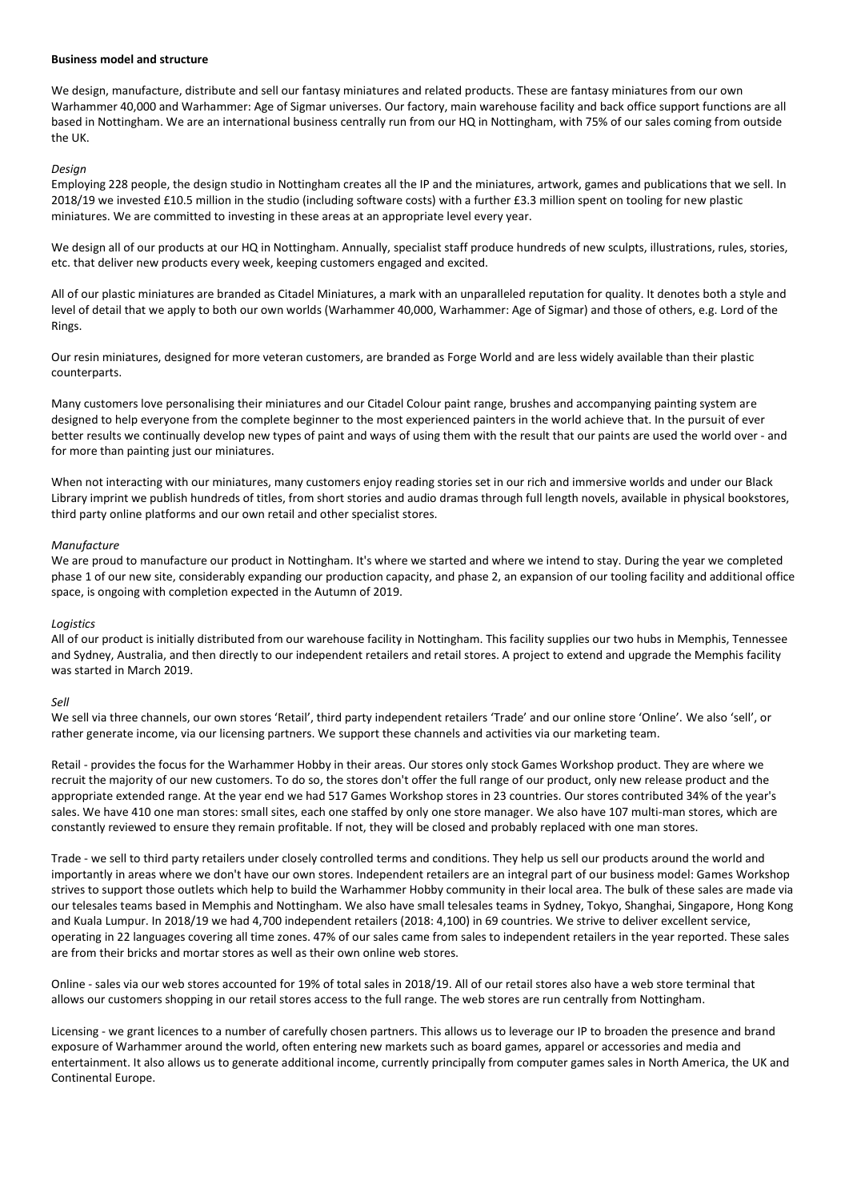**Business model and structure**

We design, manufacture, distribute and sell our fantasy miniatures and related products. These are fantasy miniatures from our own Warhammer 40,000 and Warhammer: Age of Sigmar universes. Our factory, main warehouse facility and back office support functions are all based in Nottingham. We are an international business centrally run from our HQ in Nottingham, with 75% of our sales coming from outside the UK.

*Design*

Employing 228 people, the design studio in Nottingham creates all the IP and the miniatures, artwork, games and publications that we sell. In 2018/19 we invested £10.5 million in the studio (including software costs) with a further £3.3 million spent on tooling for new plastic miniatures. We are committed to investing in these areas at an appropriate level every year.

We design all of our products at our HQ in Nottingham. Annually, specialist staff produce hundreds of new sculpts, illustrations, rules, stories, etc. that deliver new products every week, keeping customers engaged and excited.

All of our plastic miniatures are branded as Citadel Miniatures, a mark with an unparalleled reputation for quality. It denotes both a style and level of detail that we apply to both our own worlds (Warhammer 40,000, Warhammer: Age of Sigmar) and those of others, e.g. Lord of the Rings.

Our resin miniatures, designed for more veteran customers, are branded as Forge World and are less widely available than their plastic counterparts.

Many customers love personalising their miniatures and our Citadel Colour paint range, brushes and accompanying painting system are designed to help everyone from the complete beginner to the most experienced painters in the world achieve that. In the pursuit of ever better results we continually develop new types of paint and ways of using them with the result that our paints are used the world over - and for more than painting just our miniatures.

When not interacting with our miniatures, many customers enjoy reading stories set in our rich and immersive worlds and under our Black Library imprint we publish hundreds of titles, from short stories and audio dramas through full length novels, available in physical bookstores, third party online platforms and our own retail and other specialist stores.

*Manufacture*

We are proud to manufacture our product in Nottingham. It's where we started and where we intend to stay. During the year we completed phase 1 of our new site, considerably expanding our production capacity, and phase 2, an expansion of our tooling facility and additional office space, is ongoing with completion expected in the Autumn of 2019.

*Logistics*

All of our product is initially distributed from our warehouse facility in Nottingham. This facility supplies our two hubs in Memphis, Tennessee and Sydney, Australia, and then directly to our independent retailers and retail stores. A project to extend and upgrade the Memphis facility was started in March 2019.

*Sell*

We sell via three channels, our own stores 'Retail', third party independent retailers 'Trade' and our online store 'Online'. We also 'sell', or rather generate income, via our licensing partners. We support these channels and activities via our marketing team.

Retail - provides the focus for the Warhammer Hobby in their areas. Our stores only stock Games Workshop product. They are where we recruit the majority of our new customers. To do so, the stores don't offer the full range of our product, only new release product and the appropriate extended range. At the year end we had 517 Games Workshop stores in 23 countries. Our stores contributed 34% of the year's sales. We have 410 one man stores: small sites, each one staffed by only one store manager. We also have 107 multi-man stores, which are constantly reviewed to ensure they remain profitable. If not, they will be closed and probably replaced with one man stores.

Trade - we sell to third party retailers under closely controlled terms and conditions. They help us sell our products around the world and importantly in areas where we don't have our own stores. Independent retailers are an integral part of our business model: Games Workshop strives to support those outlets which help to build the Warhammer Hobby community in their local area. The bulk of these sales are made via our telesales teams based in Memphis and Nottingham. We also have small telesales teams in Sydney, Tokyo, Shanghai, Singapore, Hong Kong and Kuala Lumpur. In 2018/19 we had 4,700 independent retailers (2018: 4,100) in 69 countries. We strive to deliver excellent service, operating in 22 languages covering all time zones. 47% of our sales came from sales to independent retailers in the year reported. These sales are from their bricks and mortar stores as well as their own online web stores.

Online - sales via our web stores accounted for 19% of total sales in 2018/19. All of our retail stores also have a web store terminal that allows our customers shopping in our retail stores access to the full range. The web stores are run centrally from Nottingham.

Licensing - we grant licences to a number of carefully chosen partners. This allows us to leverage our IP to broaden the presence and brand exposure of Warhammer around the world, often entering new markets such as board games, apparel or accessories and media and entertainment. It also allows us to generate additional income, currently principally from computer games sales in North America, the UK and Continental Europe.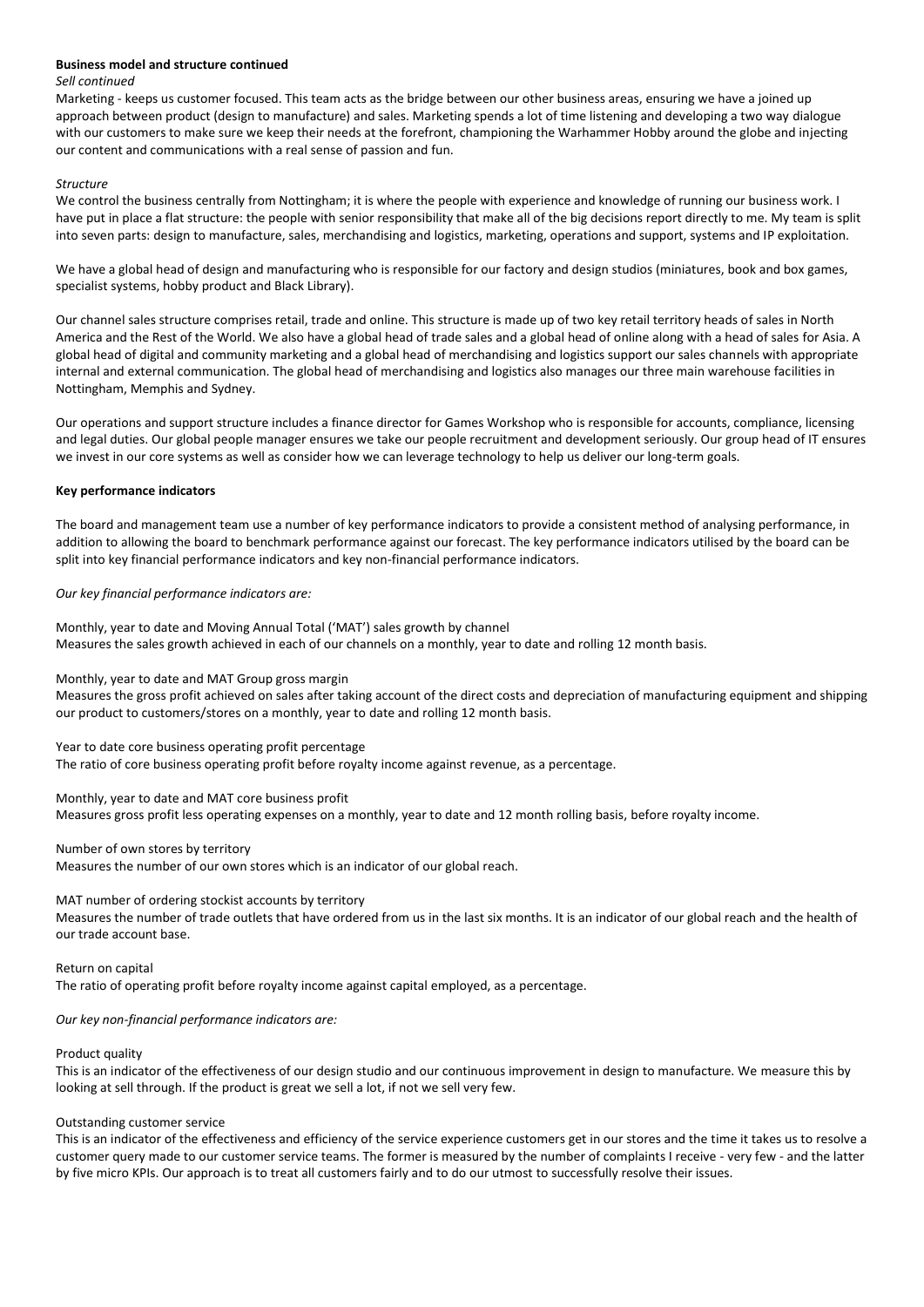**Business model and structure continued**

*Sell continued*

Marketing - keeps us customer focused. This team acts as the bridge between our other business areas, ensuring we have a joined up approach between product (design to manufacture) and sales. Marketing spends a lot of time listening and developing a two way dialogue with our customers to make sure we keep their needs at the forefront, championing the Warhammer Hobby around the globe and injecting our content and communications with a real sense of passion and fun.

*Structure*

We control the business centrally from Nottingham; it is where the people with experience and knowledge of running our business work. I have put in place a flat structure: the people with senior responsibility that make all of the big decisions report directly to me. My team is split into seven parts: design to manufacture, sales, merchandising and logistics, marketing, operations and support, systems and IP exploitation.

We have a global head of design and manufacturing who is responsible for our factory and design studios (miniatures, book and box games, specialist systems, hobby product and Black Library).

Our channel sales structure comprises retail, trade and online. This structure is made up of two key retail territory heads of sales in North America and the Rest of the World. We also have a global head of trade sales and a global head of online along with a head of sales for Asia. A global head of digital and community marketing and a global head of merchandising and logistics support our sales channels with appropriate internal and external communication. The global head of merchandising and logistics also manages our three main warehouse facilities in Nottingham, Memphis and Sydney.

Our operations and support structure includes a finance director for Games Workshop who is responsible for accounts, compliance, licensing and legal duties. Our global people manager ensures we take our people recruitment and development seriously. Our group head of IT ensures we invest in our core systems as well as consider how we can leverage technology to help us deliver our long-term goals.

**Key performance indicators**

The board and management team use a number of key performance indicators to provide a consistent method of analysing performance, in addition to allowing the board to benchmark performance against our forecast. The key performance indicators utilised by the board can be split into key financial performance indicators and key non-financial performance indicators.

*Our key financial performance indicators are:*

Monthly, year to date and Moving Annual Total ('MAT') sales growth by channel
Measures the sales growth achieved in each of our channels on a monthly, year to date and rolling 12 month basis.

Monthly, year to date and MAT Group gross margin
Measures the gross profit achieved on sales after taking account of the direct costs and depreciation of manufacturing equipment and shipping our product to customers/stores on a monthly, year to date and rolling 12 month basis.

Year to date core business operating profit percentage
The ratio of core business operating profit before royalty income against revenue, as a percentage.

Monthly, year to date and MAT core business profit
Measures gross profit less operating expenses on a monthly, year to date and 12 month rolling basis, before royalty income.

Number of own stores by territory
Measures the number of our own stores which is an indicator of our global reach.

MAT number of ordering stockist accounts by territory
Measures the number of trade outlets that have ordered from us in the last six months. It is an indicator of our global reach and the health of our trade account base.

Return on capital
The ratio of operating profit before royalty income against capital employed, as a percentage.

*Our key non-financial performance indicators are:*

Product quality
This is an indicator of the effectiveness of our design studio and our continuous improvement in design to manufacture. We measure this by looking at sell through. If the product is great we sell a lot, if not we sell very few.

Outstanding customer service
This is an indicator of the effectiveness and efficiency of the service experience customers get in our stores and the time it takes us to resolve a customer query made to our customer service teams. The former is measured by the number of complaints I receive - very few - and the latter by five micro KPIs. Our approach is to treat all customers fairly and to do our utmost to successfully resolve their issues.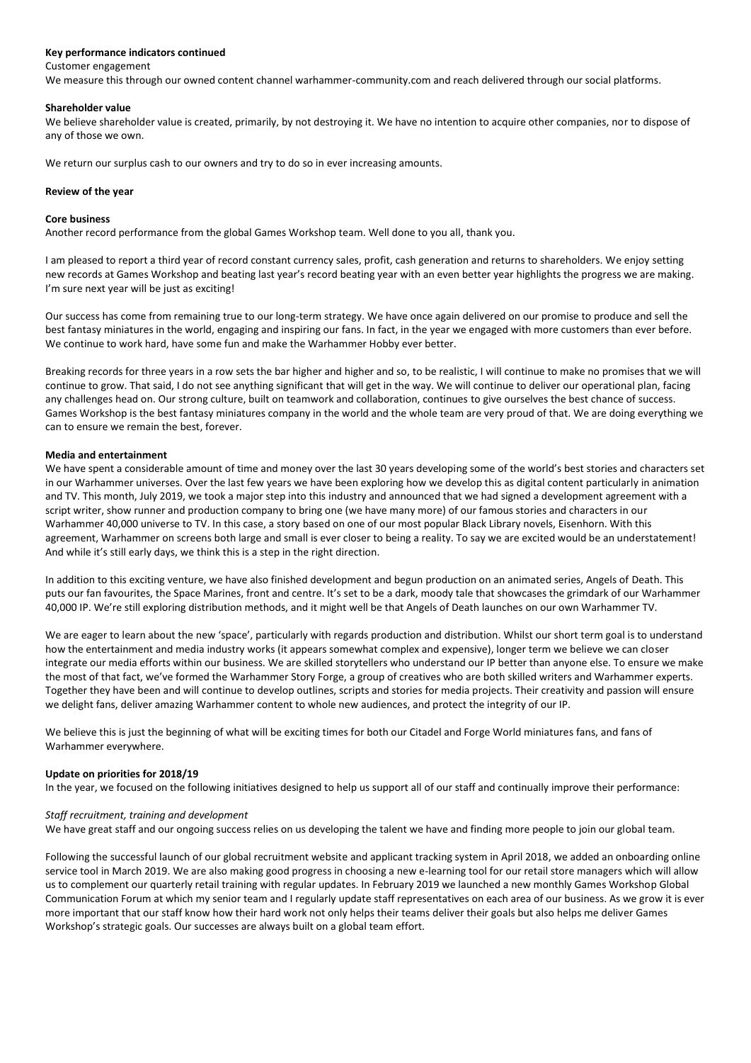**Key performance indicators continued**

Customer engagement

We measure this through our owned content channel warhammer-community.com and reach delivered through our social platforms.

**Shareholder value**

We believe shareholder value is created, primarily, by not destroying it. We have no intention to acquire other companies, nor to dispose of any of those we own.

We return our surplus cash to our owners and try to do so in ever increasing amounts.

**Review of the year**

**Core business**

Another record performance from the global Games Workshop team. Well done to you all, thank you.

I am pleased to report a third year of record constant currency sales, profit, cash generation and returns to shareholders. We enjoy setting new records at Games Workshop and beating last year's record beating year with an even better year highlights the progress we are making. I'm sure next year will be just as exciting!

Our success has come from remaining true to our long-term strategy. We have once again delivered on our promise to produce and sell the best fantasy miniatures in the world, engaging and inspiring our fans. In fact, in the year we engaged with more customers than ever before. We continue to work hard, have some fun and make the Warhammer Hobby ever better.

Breaking records for three years in a row sets the bar higher and higher and so, to be realistic, I will continue to make no promises that we will continue to grow. That said, I do not see anything significant that will get in the way. We will continue to deliver our operational plan, facing any challenges head on. Our strong culture, built on teamwork and collaboration, continues to give ourselves the best chance of success. Games Workshop is the best fantasy miniatures company in the world and the whole team are very proud of that. We are doing everything we can to ensure we remain the best, forever.

**Media and entertainment**

We have spent a considerable amount of time and money over the last 30 years developing some of the world's best stories and characters set in our Warhammer universes. Over the last few years we have been exploring how we develop this as digital content particularly in animation and TV. This month, July 2019, we took a major step into this industry and announced that we had signed a development agreement with a script writer, show runner and production company to bring one (we have many more) of our famous stories and characters in our Warhammer 40,000 universe to TV. In this case, a story based on one of our most popular Black Library novels, Eisenhorn. With this agreement, Warhammer on screens both large and small is ever closer to being a reality. To say we are excited would be an understatement! And while it's still early days, we think this is a step in the right direction.

In addition to this exciting venture, we have also finished development and begun production on an animated series, Angels of Death. This puts our fan favourites, the Space Marines, front and centre. It's set to be a dark, moody tale that showcases the grimdark of our Warhammer 40,000 IP. We're still exploring distribution methods, and it might well be that Angels of Death launches on our own Warhammer TV.

We are eager to learn about the new 'space', particularly with regards production and distribution. Whilst our short term goal is to understand how the entertainment and media industry works (it appears somewhat complex and expensive), longer term we believe we can closer integrate our media efforts within our business. We are skilled storytellers who understand our IP better than anyone else. To ensure we make the most of that fact, we've formed the Warhammer Story Forge, a group of creatives who are both skilled writers and Warhammer experts. Together they have been and will continue to develop outlines, scripts and stories for media projects. Their creativity and passion will ensure we delight fans, deliver amazing Warhammer content to whole new audiences, and protect the integrity of our IP.

We believe this is just the beginning of what will be exciting times for both our Citadel and Forge World miniatures fans, and fans of Warhammer everywhere.

**Update on priorities for 2018/19**

In the year, we focused on the following initiatives designed to help us support all of our staff and continually improve their performance:

*Staff recruitment, training and development*

We have great staff and our ongoing success relies on us developing the talent we have and finding more people to join our global team.

Following the successful launch of our global recruitment website and applicant tracking system in April 2018, we added an onboarding online service tool in March 2019. We are also making good progress in choosing a new e-learning tool for our retail store managers which will allow us to complement our quarterly retail training with regular updates. In February 2019 we launched a new monthly Games Workshop Global Communication Forum at which my senior team and I regularly update staff representatives on each area of our business. As we grow it is ever more important that our staff know how their hard work not only helps their teams deliver their goals but also helps me deliver Games Workshop's strategic goals. Our successes are always built on a global team effort.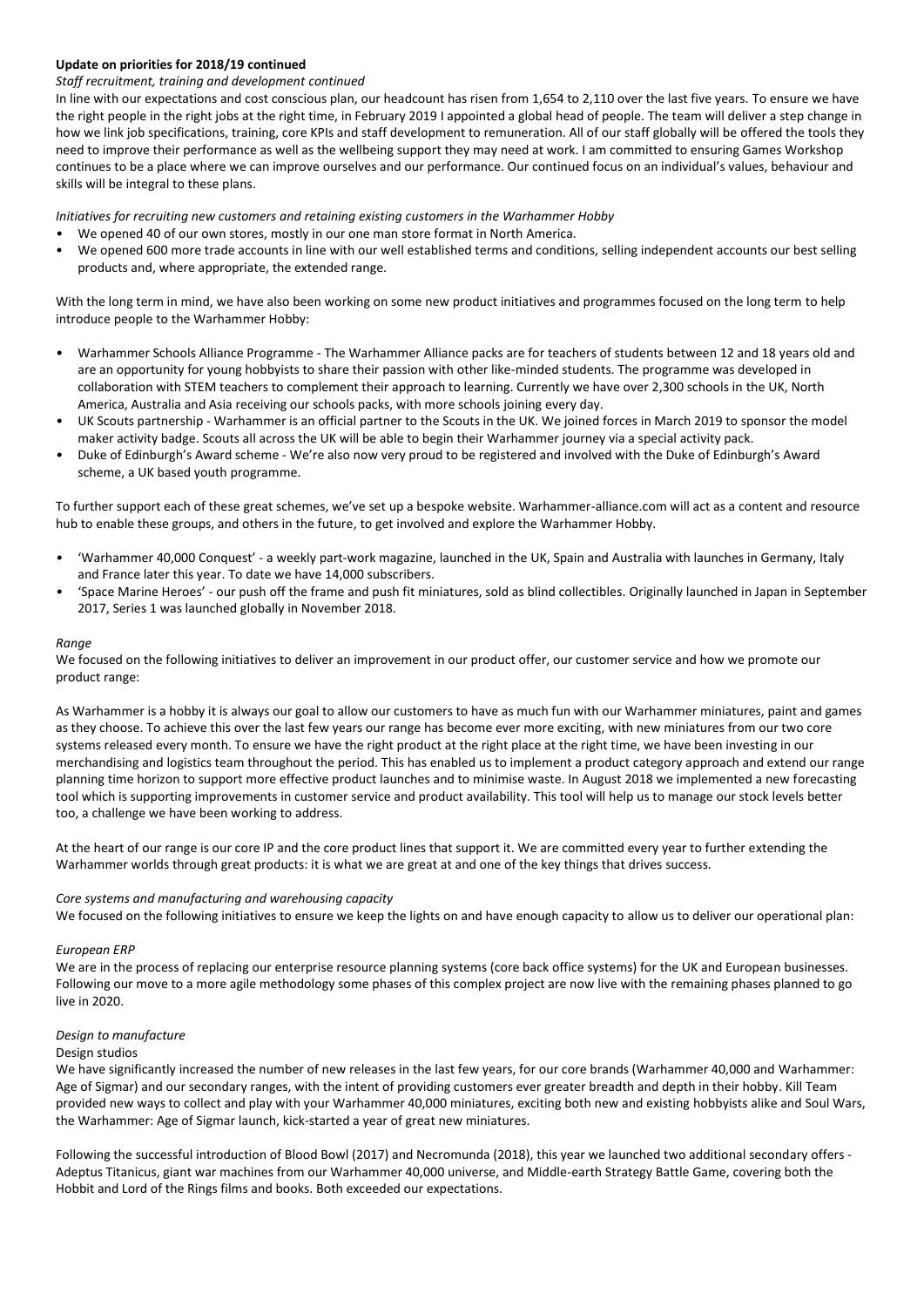**Update on priorities for 2018/19 continued**

*Staff recruitment, training and development continued*

In line with our expectations and cost conscious plan, our headcount has risen from 1,654 to 2,110 over the last five years. To ensure we have the right people in the right jobs at the right time, in February 2019 I appointed a global head of people. The team will deliver a step change in how we link job specifications, training, core KPIs and staff development to remuneration. All of our staff globally will be offered the tools they need to improve their performance as well as the wellbeing support they may need at work. I am committed to ensuring Games Workshop continues to be a place where we can improve ourselves and our performance. Our continued focus on an individual's values, behaviour and skills will be integral to these plans.

*Initiatives for recruiting new customers and retaining existing customers in the Warhammer Hobby*

- We opened 40 of our own stores, mostly in our one man store format in North America.
- We opened 600 more trade accounts in line with our well established terms and conditions, selling independent accounts our best selling products and, where appropriate, the extended range.

With the long term in mind, we have also been working on some new product initiatives and programmes focused on the long term to help introduce people to the Warhammer Hobby:

- Warhammer Schools Alliance Programme - The Warhammer Alliance packs are for teachers of students between 12 and 18 years old and are an opportunity for young hobbyists to share their passion with other like-minded students. The programme was developed in collaboration with STEM teachers to complement their approach to learning. Currently we have over 2,300 schools in the UK, North America, Australia and Asia receiving our schools packs, with more schools joining every day.
- UK Scouts partnership - Warhammer is an official partner to the Scouts in the UK. We joined forces in March 2019 to sponsor the model maker activity badge. Scouts all across the UK will be able to begin their Warhammer journey via a special activity pack.
- Duke of Edinburgh's Award scheme - We're also now very proud to be registered and involved with the Duke of Edinburgh's Award scheme, a UK based youth programme.

To further support each of these great schemes, we've set up a bespoke website. Warhammer-alliance.com will act as a content and resource hub to enable these groups, and others in the future, to get involved and explore the Warhammer Hobby.

- 'Warhammer 40,000 Conquest' - a weekly part-work magazine, launched in the UK, Spain and Australia with launches in Germany, Italy and France later this year. To date we have 14,000 subscribers.
- 'Space Marine Heroes' - our push off the frame and push fit miniatures, sold as blind collectibles. Originally launched in Japan in September 2017, Series 1 was launched globally in November 2018.

*Range*

We focused on the following initiatives to deliver an improvement in our product offer, our customer service and how we promote our product range:

As Warhammer is a hobby it is always our goal to allow our customers to have as much fun with our Warhammer miniatures, paint and games as they choose. To achieve this over the last few years our range has become ever more exciting, with new miniatures from our two core systems released every month. To ensure we have the right product at the right place at the right time, we have been investing in our merchandising and logistics team throughout the period. This has enabled us to implement a product category approach and extend our range planning time horizon to support more effective product launches and to minimise waste. In August 2018 we implemented a new forecasting tool which is supporting improvements in customer service and product availability. This tool will help us to manage our stock levels better too, a challenge we have been working to address.

At the heart of our range is our core IP and the core product lines that support it. We are committed every year to further extending the Warhammer worlds through great products: it is what we are great at and one of the key things that drives success.

*Core systems and manufacturing and warehousing capacity*

We focused on the following initiatives to ensure we keep the lights on and have enough capacity to allow us to deliver our operational plan:

*European ERP*

We are in the process of replacing our enterprise resource planning systems (core back office systems) for the UK and European businesses. Following our move to a more agile methodology some phases of this complex project are now live with the remaining phases planned to go live in 2020.

*Design to manufacture*

Design studios

We have significantly increased the number of new releases in the last few years, for our core brands (Warhammer 40,000 and Warhammer: Age of Sigmar) and our secondary ranges, with the intent of providing customers ever greater breadth and depth in their hobby. Kill Team provided new ways to collect and play with your Warhammer 40,000 miniatures, exciting both new and existing hobbyists alike and Soul Wars, the Warhammer: Age of Sigmar launch, kick-started a year of great new miniatures.

Following the successful introduction of Blood Bowl (2017) and Necromunda (2018), this year we launched two additional secondary offers - Adeptus Titanicus, giant war machines from our Warhammer 40,000 universe, and Middle-earth Strategy Battle Game, covering both the Hobbit and Lord of the Rings films and books. Both exceeded our expectations.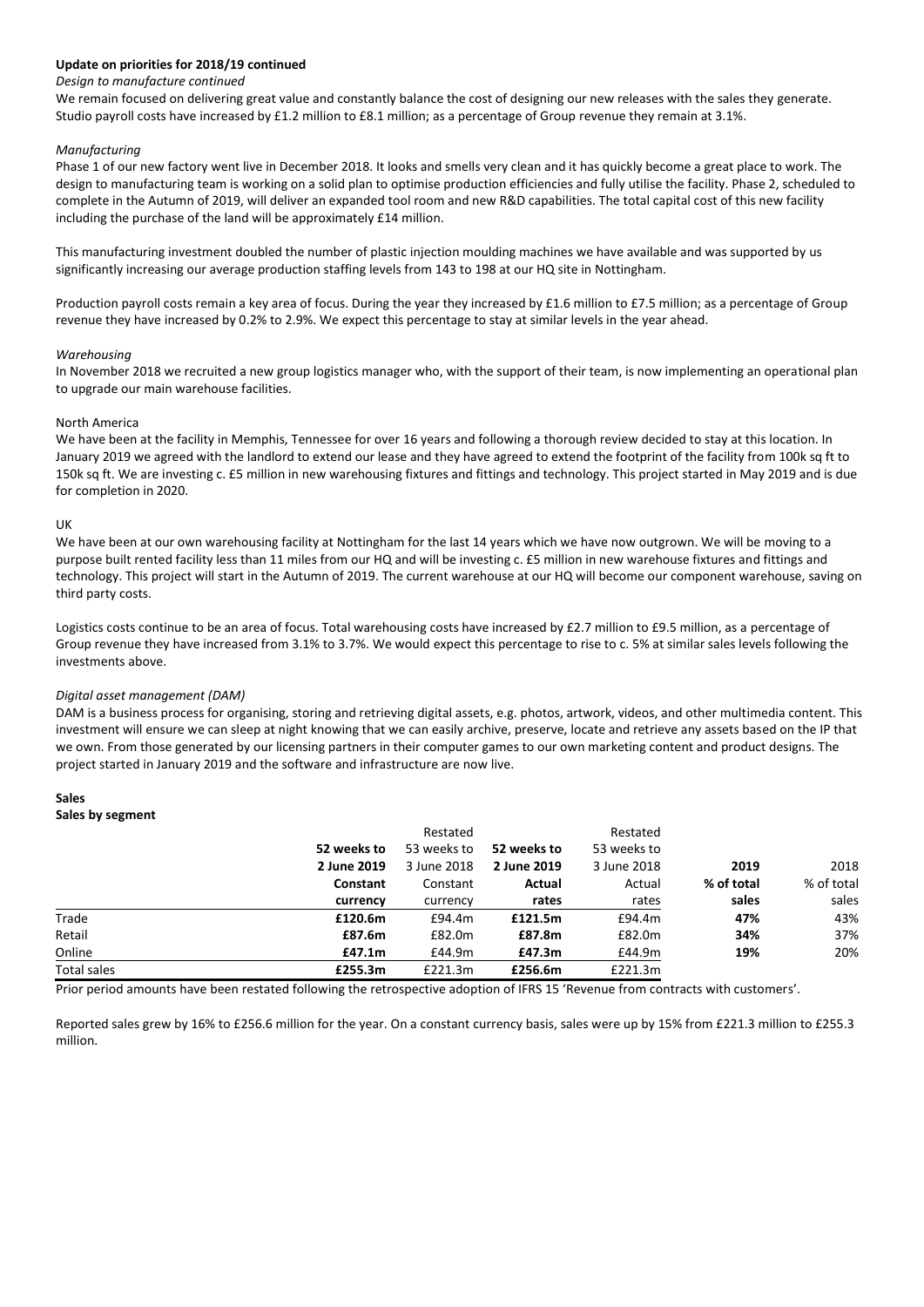**Update on priorities for 2018/19 continued**

*Design to manufacture continued*

We remain focused on delivering great value and constantly balance the cost of designing our new releases with the sales they generate. Studio payroll costs have increased by £1.2 million to £8.1 million; as a percentage of Group revenue they remain at 3.1%.

*Manufacturing*

Phase 1 of our new factory went live in December 2018. It looks and smells very clean and it has quickly become a great place to work. The design to manufacturing team is working on a solid plan to optimise production efficiencies and fully utilise the facility. Phase 2, scheduled to complete in the Autumn of 2019, will deliver an expanded tool room and new R&D capabilities. The total capital cost of this new facility including the purchase of the land will be approximately £14 million.

This manufacturing investment doubled the number of plastic injection moulding machines we have available and was supported by us significantly increasing our average production staffing levels from 143 to 198 at our HQ site in Nottingham.

Production payroll costs remain a key area of focus. During the year they increased by £1.6 million to £7.5 million; as a percentage of Group revenue they have increased by 0.2% to 2.9%. We expect this percentage to stay at similar levels in the year ahead.

*Warehousing*

In November 2018 we recruited a new group logistics manager who, with the support of their team, is now implementing an operational plan to upgrade our main warehouse facilities.

North America

We have been at the facility in Memphis, Tennessee for over 16 years and following a thorough review decided to stay at this location. In January 2019 we agreed with the landlord to extend our lease and they have agreed to extend the footprint of the facility from 100k sq ft to 150k sq ft. We are investing c. £5 million in new warehousing fixtures and fittings and technology. This project started in May 2019 and is due for completion in 2020.

UK

We have been at our own warehousing facility at Nottingham for the last 14 years which we have now outgrown. We will be moving to a purpose built rented facility less than 11 miles from our HQ and will be investing c. £5 million in new warehouse fixtures and fittings and technology. This project will start in the Autumn of 2019. The current warehouse at our HQ will become our component warehouse, saving on third party costs.

Logistics costs continue to be an area of focus. Total warehousing costs have increased by £2.7 million to £9.5 million, as a percentage of Group revenue they have increased from 3.1% to 3.7%. We would expect this percentage to rise to c. 5% at similar sales levels following the investments above.

*Digital asset management (DAM)*

DAM is a business process for organising, storing and retrieving digital assets, e.g. photos, artwork, videos, and other multimedia content. This investment will ensure we can sleep at night knowing that we can easily archive, preserve, locate and retrieve any assets based on the IP that we own. From those generated by our licensing partners in their computer games to our own marketing content and product designs. The project started in January 2019 and the software and infrastructure are now live.

**Sales**

**Sales by segment**

| | **52 weeks to 2 June 2019 Constant currency** | Restated 53 weeks to 3 June 2018 Constant currency | **52 weeks to 2 June 2019 Actual rates** | Restated 53 weeks to 3 June 2018 Actual rates | **2019 % of total sales** | 2018 % of total sales |
|---|---|---|---|---|---|---|
| Trade | **£120.6m** | £94.4m | **£121.5m** | £94.4m | **47%** | 43% |
| Retail | **£87.6m** | £82.0m | **£87.8m** | £82.0m | **34%** | 37% |
| Online | **£47.1m** | £44.9m | **£47.3m** | £44.9m | **19%** | 20% |
| Total sales | **£255.3m** | £221.3m | **£256.6m** | £221.3m | | |

Prior period amounts have been restated following the retrospective adoption of IFRS 15 'Revenue from contracts with customers'.

Reported sales grew by 16% to £256.6 million for the year. On a constant currency basis, sales were up by 15% from £221.3 million to £255.3 million.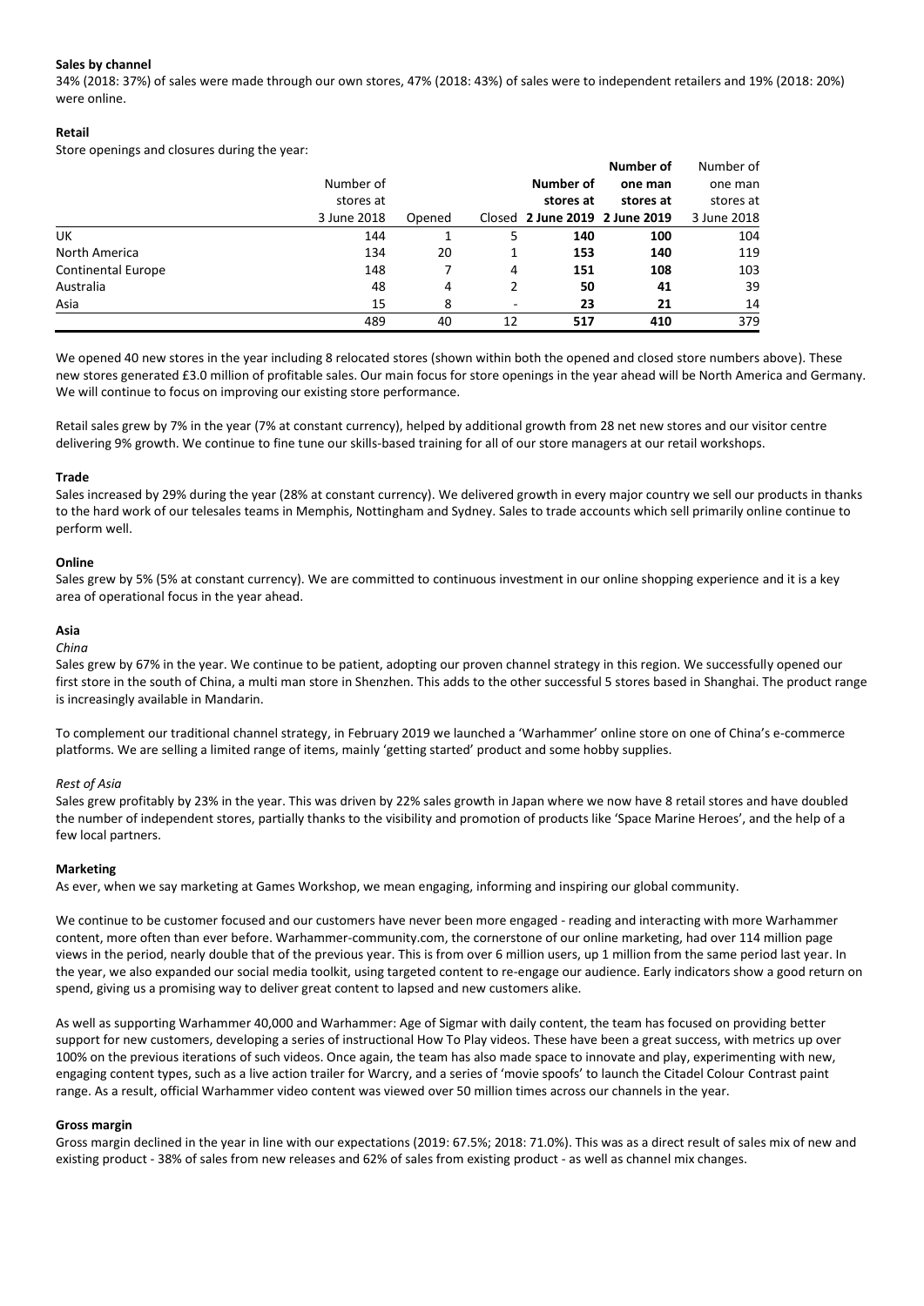**Sales by channel**

34% (2018: 37%) of sales were made through our own stores, 47% (2018: 43%) of sales were to independent retailers and 19% (2018: 20%) were online.

**Retail**

Store openings and closures during the year:

| | Number of stores at 3 June 2018 | Opened | Closed | **Number of stores at 2 June 2019** | **Number of one man stores at 2 June 2019** | Number of one man stores at 3 June 2018 |
|---|---|---|---|---|---|---|
| UK | 144 | 1 | 5 | **140** | **100** | 104 |
| North America | 134 | 20 | 1 | **153** | **140** | 119 |
| Continental Europe | 148 | 7 | 4 | **151** | **108** | 103 |
| Australia | 48 | 4 | 2 | **50** | **41** | 39 |
| Asia | 15 | 8 | - | **23** | **21** | 14 |
| | 489 | 40 | 12 | **517** | **410** | 379 |

We opened 40 new stores in the year including 8 relocated stores (shown within both the opened and closed store numbers above). These new stores generated £3.0 million of profitable sales. Our main focus for store openings in the year ahead will be North America and Germany. We will continue to focus on improving our existing store performance.

Retail sales grew by 7% in the year (7% at constant currency), helped by additional growth from 28 net new stores and our visitor centre delivering 9% growth. We continue to fine tune our skills-based training for all of our store managers at our retail workshops.

**Trade**

Sales increased by 29% during the year (28% at constant currency). We delivered growth in every major country we sell our products in thanks to the hard work of our telesales teams in Memphis, Nottingham and Sydney. Sales to trade accounts which sell primarily online continue to perform well.

**Online**

Sales grew by 5% (5% at constant currency). We are committed to continuous investment in our online shopping experience and it is a key area of operational focus in the year ahead.

**Asia**

*China*

Sales grew by 67% in the year. We continue to be patient, adopting our proven channel strategy in this region. We successfully opened our first store in the south of China, a multi man store in Shenzhen. This adds to the other successful 5 stores based in Shanghai. The product range is increasingly available in Mandarin.

To complement our traditional channel strategy, in February 2019 we launched a 'Warhammer' online store on one of China's e-commerce platforms. We are selling a limited range of items, mainly 'getting started' product and some hobby supplies.

*Rest of Asia*

Sales grew profitably by 23% in the year. This was driven by 22% sales growth in Japan where we now have 8 retail stores and have doubled the number of independent stores, partially thanks to the visibility and promotion of products like 'Space Marine Heroes', and the help of a few local partners.

**Marketing**

As ever, when we say marketing at Games Workshop, we mean engaging, informing and inspiring our global community.

We continue to be customer focused and our customers have never been more engaged - reading and interacting with more Warhammer content, more often than ever before. Warhammer-community.com, the cornerstone of our online marketing, had over 114 million page views in the period, nearly double that of the previous year. This is from over 6 million users, up 1 million from the same period last year. In the year, we also expanded our social media toolkit, using targeted content to re-engage our audience. Early indicators show a good return on spend, giving us a promising way to deliver great content to lapsed and new customers alike.

As well as supporting Warhammer 40,000 and Warhammer: Age of Sigmar with daily content, the team has focused on providing better support for new customers, developing a series of instructional How To Play videos. These have been a great success, with metrics up over 100% on the previous iterations of such videos. Once again, the team has also made space to innovate and play, experimenting with new, engaging content types, such as a live action trailer for Warcry, and a series of 'movie spoofs' to launch the Citadel Colour Contrast paint range. As a result, official Warhammer video content was viewed over 50 million times across our channels in the year.

**Gross margin**

Gross margin declined in the year in line with our expectations (2019: 67.5%; 2018: 71.0%). This was as a direct result of sales mix of new and existing product - 38% of sales from new releases and 62% of sales from existing product - as well as channel mix changes.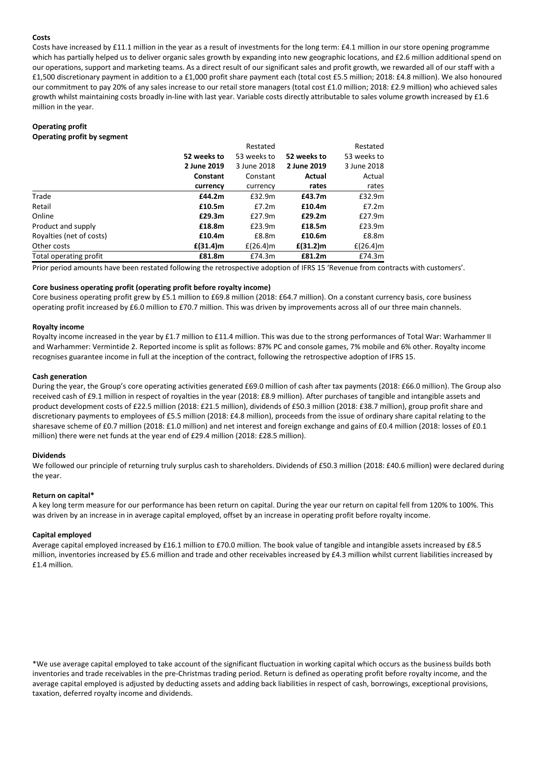**Costs**

Costs have increased by £11.1 million in the year as a result of investments for the long term: £4.1 million in our store opening programme which has partially helped us to deliver organic sales growth by expanding into new geographic locations, and £2.6 million additional spend on our operations, support and marketing teams. As a direct result of our significant sales and profit growth, we rewarded all of our staff with a £1,500 discretionary payment in addition to a £1,000 profit share payment each (total cost £5.5 million; 2018: £4.8 million). We also honoured our commitment to pay 20% of any sales increase to our retail store managers (total cost £1.0 million; 2018: £2.9 million) who achieved sales growth whilst maintaining costs broadly in-line with last year. Variable costs directly attributable to sales volume growth increased by £1.6 million in the year.

**Operating profit**

**Operating profit by segment**

| | **52 weeks to 2 June 2019 Constant currency** | Restated 53 weeks to 3 June 2018 Constant currency | **52 weeks to 2 June 2019 Actual rates** | Restated 53 weeks to 3 June 2018 Actual rates |
|---|---|---|---|---|
| Trade | **£44.2m** | £32.9m | **£43.7m** | £32.9m |
| Retail | **£10.5m** | £7.2m | **£10.4m** | £7.2m |
| Online | **£29.3m** | £27.9m | **£29.2m** | £27.9m |
| Product and supply | **£18.8m** | £23.9m | **£18.5m** | £23.9m |
| Royalties (net of costs) | **£10.4m** | £8.8m | **£10.6m** | £8.8m |
| Other costs | **£(31.4)m** | £(26.4)m | **£(31.2)m** | £(26.4)m |
| Total operating profit | **£81.8m** | £74.3m | **£81.2m** | £74.3m |

Prior period amounts have been restated following the retrospective adoption of IFRS 15 'Revenue from contracts with customers'.

**Core business operating profit (operating profit before royalty income)**

Core business operating profit grew by £5.1 million to £69.8 million (2018: £64.7 million). On a constant currency basis, core business operating profit increased by £6.0 million to £70.7 million. This was driven by improvements across all of our three main channels.

**Royalty income**

Royalty income increased in the year by £1.7 million to £11.4 million. This was due to the strong performances of Total War: Warhammer II and Warhammer: Vermintide 2. Reported income is split as follows: 87% PC and console games, 7% mobile and 6% other. Royalty income recognises guarantee income in full at the inception of the contract, following the retrospective adoption of IFRS 15.

**Cash generation**

During the year, the Group's core operating activities generated £69.0 million of cash after tax payments (2018: £66.0 million). The Group also received cash of £9.1 million in respect of royalties in the year (2018: £8.9 million). After purchases of tangible and intangible assets and product development costs of £22.5 million (2018: £21.5 million), dividends of £50.3 million (2018: £38.7 million), group profit share and discretionary payments to employees of £5.5 million (2018: £4.8 million), proceeds from the issue of ordinary share capital relating to the sharesave scheme of £0.7 million (2018: £1.0 million) and net interest and foreign exchange and gains of £0.4 million (2018: losses of £0.1 million) there were net funds at the year end of £29.4 million (2018: £28.5 million).

**Dividends**

We followed our principle of returning truly surplus cash to shareholders. Dividends of £50.3 million (2018: £40.6 million) were declared during the year.

**Return on capital***

A key long term measure for our performance has been return on capital. During the year our return on capital fell from 120% to 100%. This was driven by an increase in in average capital employed, offset by an increase in operating profit before royalty income.

**Capital employed**

Average capital employed increased by £16.1 million to £70.0 million. The book value of tangible and intangible assets increased by £8.5 million, inventories increased by £5.6 million and trade and other receivables increased by £4.3 million whilst current liabilities increased by £1.4 million.

*We use average capital employed to take account of the significant fluctuation in working capital which occurs as the business builds both inventories and trade receivables in the pre-Christmas trading period. Return is defined as operating profit before royalty income, and the average capital employed is adjusted by deducting assets and adding back liabilities in respect of cash, borrowings, exceptional provisions, taxation, deferred royalty income and dividends.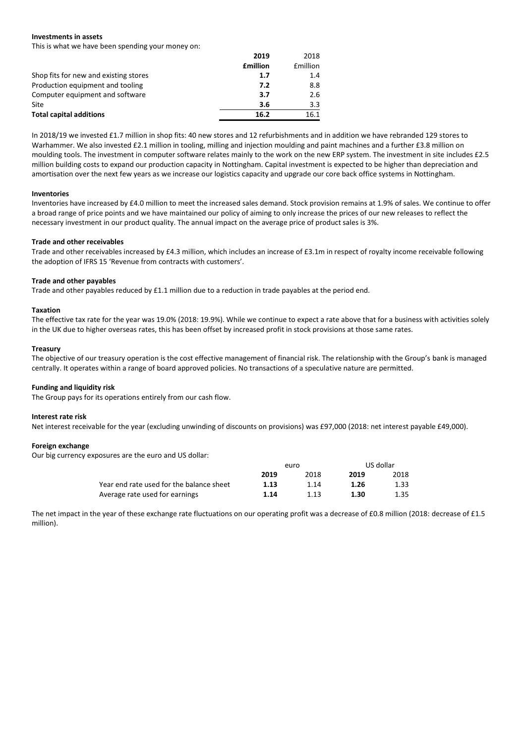**Investments in assets**

This is what we have been spending your money on:

| | **2019** | 2018 |
|---|---|---|
| | **£million** | £million |
| Shop fits for new and existing stores | **1.7** | 1.4 |
| Production equipment and tooling | **7.2** | 8.8 |
| Computer equipment and software | **3.7** | 2.6 |
| Site | **3.6** | 3.3 |
| **Total capital additions** | **16.2** | 16.1 |

In 2018/19 we invested £1.7 million in shop fits: 40 new stores and 12 refurbishments and in addition we have rebranded 129 stores to Warhammer. We also invested £2.1 million in tooling, milling and injection moulding and paint machines and a further £3.8 million on moulding tools. The investment in computer software relates mainly to the work on the new ERP system. The investment in site includes £2.5 million building costs to expand our production capacity in Nottingham. Capital investment is expected to be higher than depreciation and amortisation over the next few years as we increase our logistics capacity and upgrade our core back office systems in Nottingham.

**Inventories**

Inventories have increased by £4.0 million to meet the increased sales demand. Stock provision remains at 1.9% of sales. We continue to offer a broad range of price points and we have maintained our policy of aiming to only increase the prices of our new releases to reflect the necessary investment in our product quality. The annual impact on the average price of product sales is 3%.

**Trade and other receivables**

Trade and other receivables increased by £4.3 million, which includes an increase of £3.1m in respect of royalty income receivable following the adoption of IFRS 15 'Revenue from contracts with customers'.

**Trade and other payables**

Trade and other payables reduced by £1.1 million due to a reduction in trade payables at the period end.

**Taxation**

The effective tax rate for the year was 19.0% (2018: 19.9%). While we continue to expect a rate above that for a business with activities solely in the UK due to higher overseas rates, this has been offset by increased profit in stock provisions at those same rates.

**Treasury**

The objective of our treasury operation is the cost effective management of financial risk. The relationship with the Group's bank is managed centrally. It operates within a range of board approved policies. No transactions of a speculative nature are permitted.

**Funding and liquidity risk**

The Group pays for its operations entirely from our cash flow.

**Interest rate risk**

Net interest receivable for the year (excluding unwinding of discounts on provisions) was £97,000 (2018: net interest payable £49,000).

**Foreign exchange**

Our big currency exposures are the euro and US dollar:

| | euro | | US dollar | |
|---|---|---|---|---|
| | **2019** | 2018 | **2019** | 2018 |
| Year end rate used for the balance sheet | **1.13** | 1.14 | **1.26** | 1.33 |
| Average rate used for earnings | **1.14** | 1.13 | **1.30** | 1.35 |

The net impact in the year of these exchange rate fluctuations on our operating profit was a decrease of £0.8 million (2018: decrease of £1.5 million).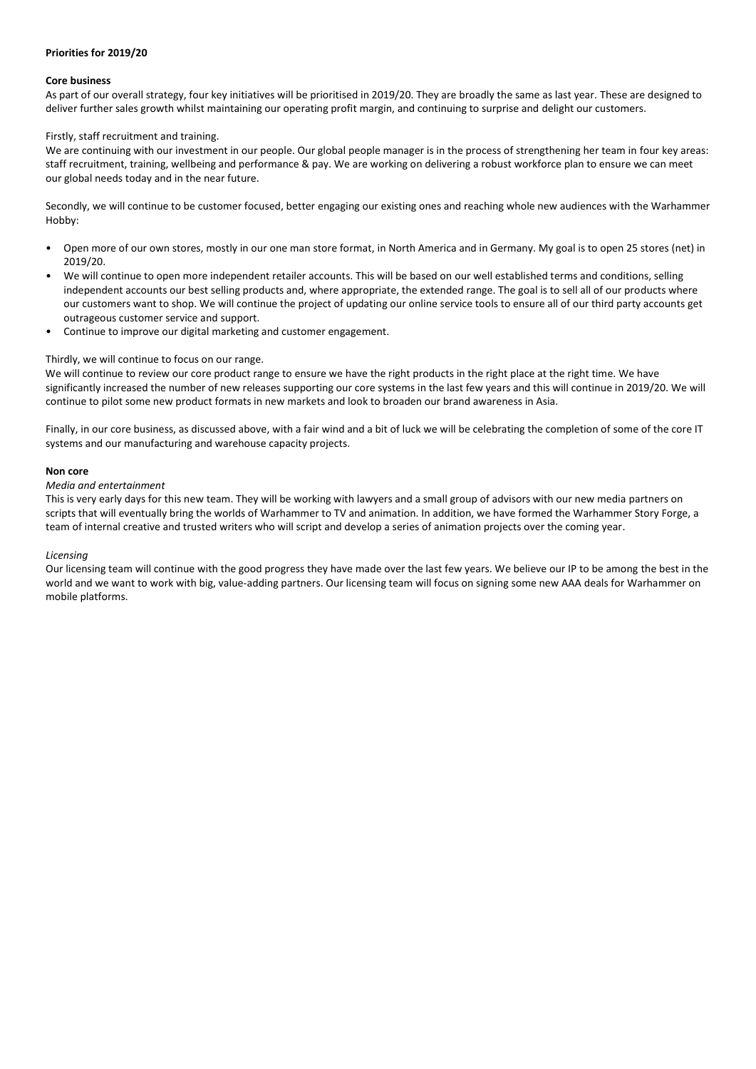**Priorities for 2019/20**

**Core business**

As part of our overall strategy, four key initiatives will be prioritised in 2019/20. They are broadly the same as last year. These are designed to deliver further sales growth whilst maintaining our operating profit margin, and continuing to surprise and delight our customers.

Firstly, staff recruitment and training.

We are continuing with our investment in our people. Our global people manager is in the process of strengthening her team in four key areas: staff recruitment, training, wellbeing and performance & pay. We are working on delivering a robust workforce plan to ensure we can meet our global needs today and in the near future.

Secondly, we will continue to be customer focused, better engaging our existing ones and reaching whole new audiences with the Warhammer Hobby:

- Open more of our own stores, mostly in our one man store format, in North America and in Germany. My goal is to open 25 stores (net) in 2019/20.
- We will continue to open more independent retailer accounts. This will be based on our well established terms and conditions, selling independent accounts our best selling products and, where appropriate, the extended range. The goal is to sell all of our products where our customers want to shop. We will continue the project of updating our online service tools to ensure all of our third party accounts get outrageous customer service and support.
- Continue to improve our digital marketing and customer engagement.

Thirdly, we will continue to focus on our range.

We will continue to review our core product range to ensure we have the right products in the right place at the right time. We have significantly increased the number of new releases supporting our core systems in the last few years and this will continue in 2019/20. We will continue to pilot some new product formats in new markets and look to broaden our brand awareness in Asia.

Finally, in our core business, as discussed above, with a fair wind and a bit of luck we will be celebrating the completion of some of the core IT systems and our manufacturing and warehouse capacity projects.

**Non core**

*Media and entertainment*

This is very early days for this new team. They will be working with lawyers and a small group of advisors with our new media partners on scripts that will eventually bring the worlds of Warhammer to TV and animation. In addition, we have formed the Warhammer Story Forge, a team of internal creative and trusted writers who will script and develop a series of animation projects over the coming year.

*Licensing*

Our licensing team will continue with the good progress they have made over the last few years. We believe our IP to be among the best in the world and we want to work with big, value-adding partners. Our licensing team will focus on signing some new AAA deals for Warhammer on mobile platforms.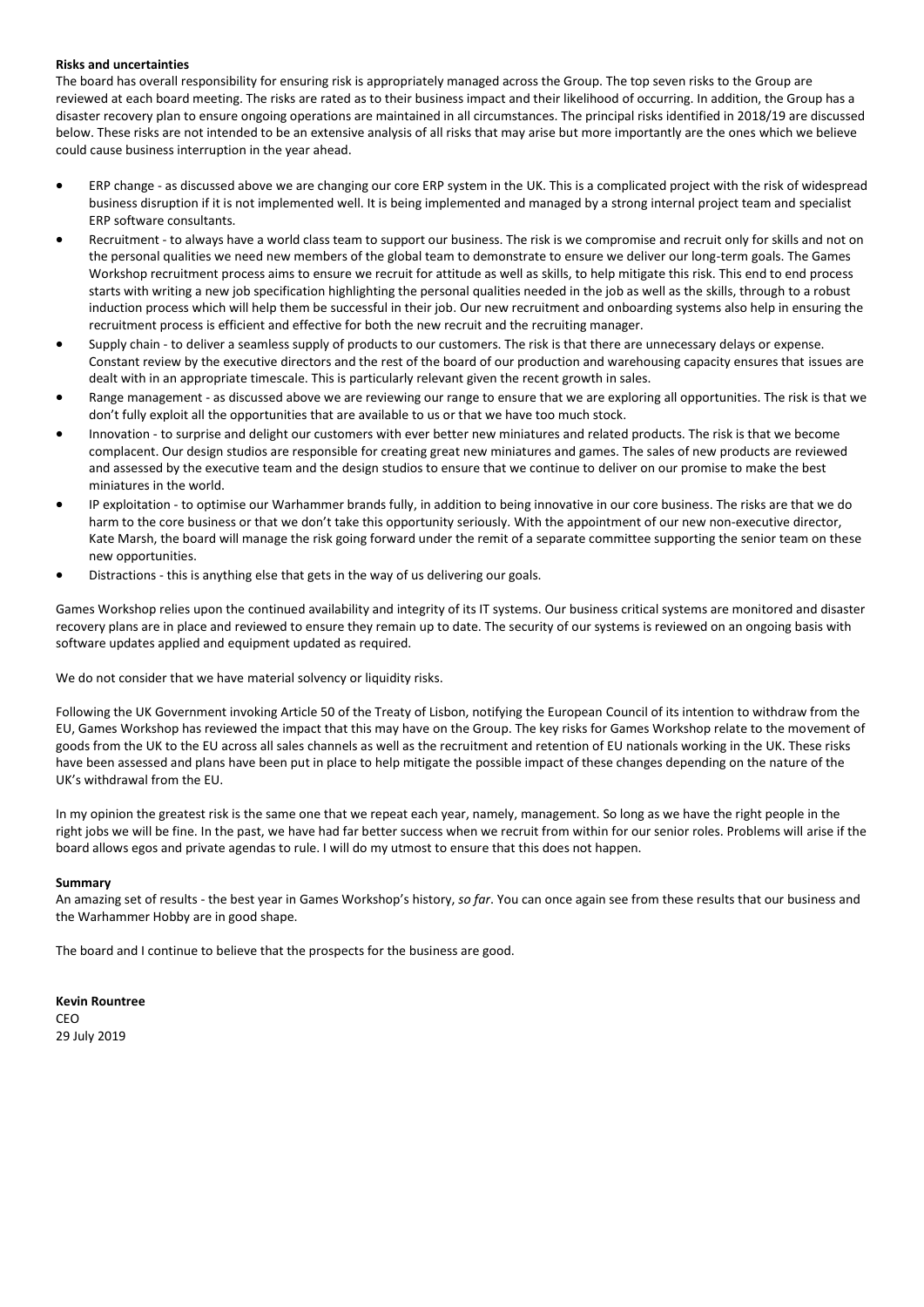**Risks and uncertainties**

The board has overall responsibility for ensuring risk is appropriately managed across the Group. The top seven risks to the Group are reviewed at each board meeting. The risks are rated as to their business impact and their likelihood of occurring. In addition, the Group has a disaster recovery plan to ensure ongoing operations are maintained in all circumstances. The principal risks identified in 2018/19 are discussed below. These risks are not intended to be an extensive analysis of all risks that may arise but more importantly are the ones which we believe could cause business interruption in the year ahead.

- ERP change - as discussed above we are changing our core ERP system in the UK. This is a complicated project with the risk of widespread business disruption if it is not implemented well. It is being implemented and managed by a strong internal project team and specialist ERP software consultants.
- Recruitment - to always have a world class team to support our business. The risk is we compromise and recruit only for skills and not on the personal qualities we need new members of the global team to demonstrate to ensure we deliver our long-term goals. The Games Workshop recruitment process aims to ensure we recruit for attitude as well as skills, to help mitigate this risk. This end to end process starts with writing a new job specification highlighting the personal qualities needed in the job as well as the skills, through to a robust induction process which will help them be successful in their job. Our new recruitment and onboarding systems also help in ensuring the recruitment process is efficient and effective for both the new recruit and the recruiting manager.
- Supply chain - to deliver a seamless supply of products to our customers. The risk is that there are unnecessary delays or expense. Constant review by the executive directors and the rest of the board of our production and warehousing capacity ensures that issues are dealt with in an appropriate timescale. This is particularly relevant given the recent growth in sales.
- Range management - as discussed above we are reviewing our range to ensure that we are exploring all opportunities. The risk is that we don't fully exploit all the opportunities that are available to us or that we have too much stock.
- Innovation - to surprise and delight our customers with ever better new miniatures and related products. The risk is that we become complacent. Our design studios are responsible for creating great new miniatures and games. The sales of new products are reviewed and assessed by the executive team and the design studios to ensure that we continue to deliver on our promise to make the best miniatures in the world.
- IP exploitation - to optimise our Warhammer brands fully, in addition to being innovative in our core business. The risks are that we do harm to the core business or that we don't take this opportunity seriously. With the appointment of our new non-executive director, Kate Marsh, the board will manage the risk going forward under the remit of a separate committee supporting the senior team on these new opportunities.
- Distractions - this is anything else that gets in the way of us delivering our goals.

Games Workshop relies upon the continued availability and integrity of its IT systems. Our business critical systems are monitored and disaster recovery plans are in place and reviewed to ensure they remain up to date. The security of our systems is reviewed on an ongoing basis with software updates applied and equipment updated as required.

We do not consider that we have material solvency or liquidity risks.

Following the UK Government invoking Article 50 of the Treaty of Lisbon, notifying the European Council of its intention to withdraw from the EU, Games Workshop has reviewed the impact that this may have on the Group. The key risks for Games Workshop relate to the movement of goods from the UK to the EU across all sales channels as well as the recruitment and retention of EU nationals working in the UK. These risks have been assessed and plans have been put in place to help mitigate the possible impact of these changes depending on the nature of the UK's withdrawal from the EU.

In my opinion the greatest risk is the same one that we repeat each year, namely, management. So long as we have the right people in the right jobs we will be fine. In the past, we have had far better success when we recruit from within for our senior roles. Problems will arise if the board allows egos and private agendas to rule. I will do my utmost to ensure that this does not happen.

**Summary**

An amazing set of results - the best year in Games Workshop's history, *so far*. You can once again see from these results that our business and the Warhammer Hobby are in good shape.

The board and I continue to believe that the prospects for the business are good.

**Kevin Rountree**
CEO
29 July 2019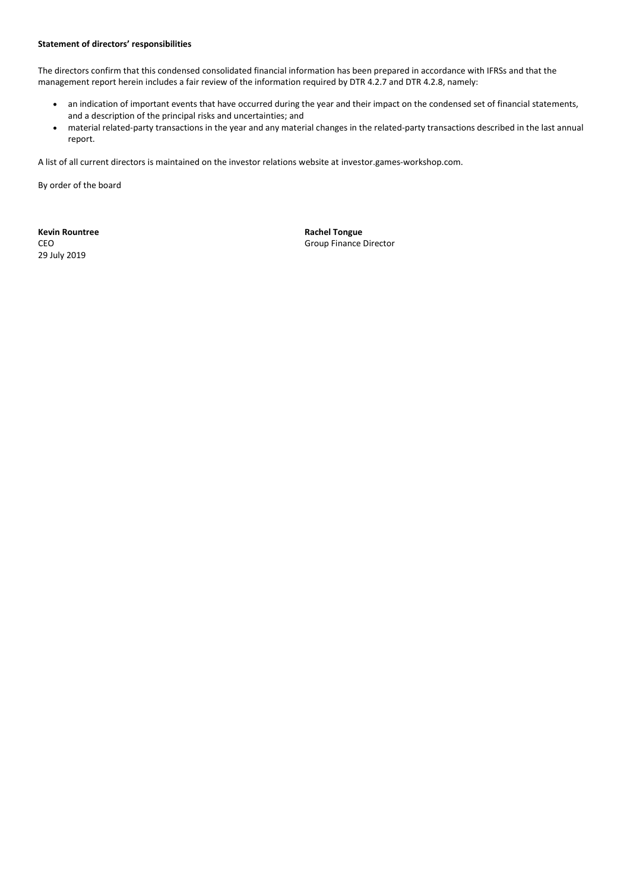**Statement of directors' responsibilities**

The directors confirm that this condensed consolidated financial information has been prepared in accordance with IFRSs and that the management report herein includes a fair review of the information required by DTR 4.2.7 and DTR 4.2.8, namely:

- an indication of important events that have occurred during the year and their impact on the condensed set of financial statements, and a description of the principal risks and uncertainties; and
- material related-party transactions in the year and any material changes in the related-party transactions described in the last annual report.

A list of all current directors is maintained on the investor relations website at investor.games-workshop.com.

By order of the board

**Kevin Rountree**
CEO
29 July 2019

**Rachel Tongue**
Group Finance Director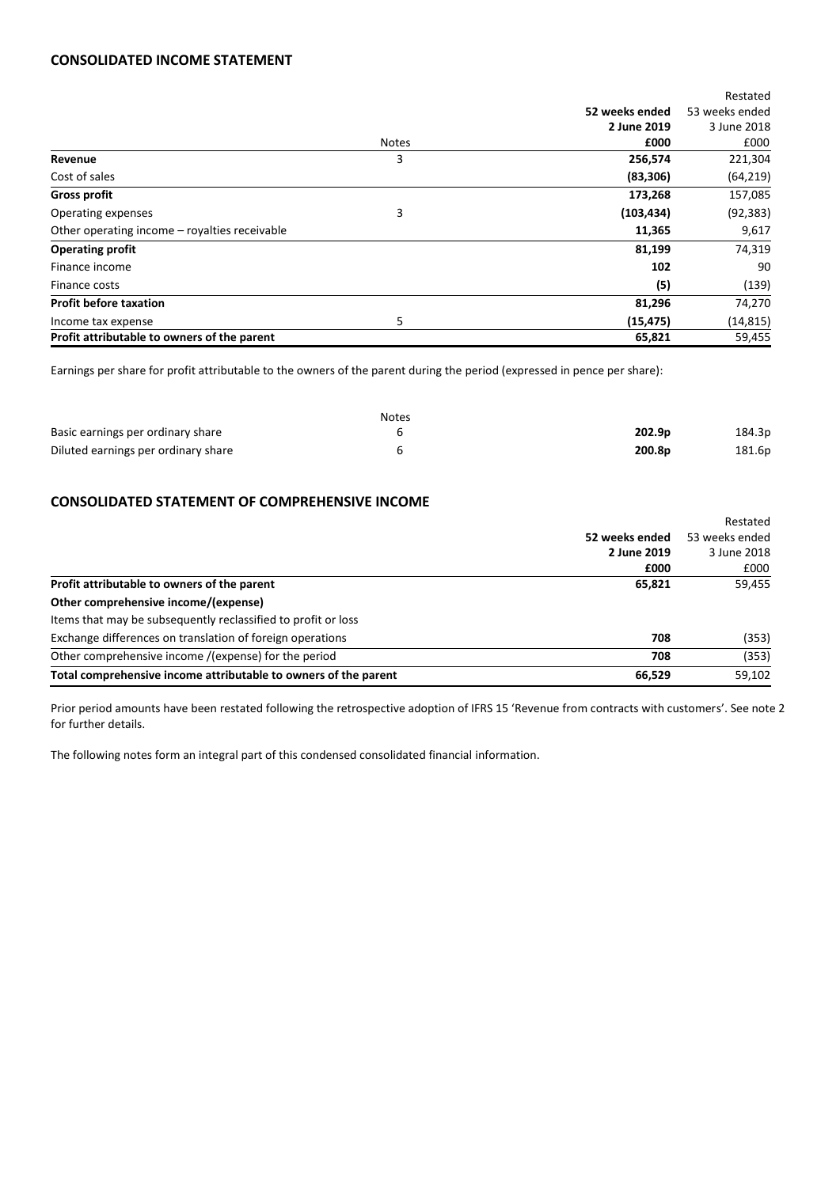## CONSOLIDATED INCOME STATEMENT

| | Notes | 52 weeks ended 2 June 2019 £000 | Restated 53 weeks ended 3 June 2018 £000 |
|---|---|---|---|
| **Revenue** | 3 | **256,574** | 221,304 |
| Cost of sales | | **(83,306)** | (64,219) |
| **Gross profit** | | **173,268** | 157,085 |
| Operating expenses | 3 | **(103,434)** | (92,383) |
| Other operating income – royalties receivable | | **11,365** | 9,617 |
| **Operating profit** | | **81,199** | 74,319 |
| Finance income | | **102** | 90 |
| Finance costs | | **(5)** | (139) |
| **Profit before taxation** | | **81,296** | 74,270 |
| Income tax expense | 5 | **(15,475)** | (14,815) |
| **Profit attributable to owners of the parent** | | **65,821** | 59,455 |

Earnings per share for profit attributable to the owners of the parent during the period (expressed in pence per share):

| | Notes | | |
|---|---|---|---|
| Basic earnings per ordinary share | 6 | **202.9p** | 184.3p |
| Diluted earnings per ordinary share | 6 | **200.8p** | 181.6p |

## CONSOLIDATED STATEMENT OF COMPREHENSIVE INCOME

| | 52 weeks ended 2 June 2019 £000 | Restated 53 weeks ended 3 June 2018 £000 |
|---|---|---|
| **Profit attributable to owners of the parent** | **65,821** | 59,455 |
| **Other comprehensive income/(expense)** | | |
| Items that may be subsequently reclassified to profit or loss | | |
| Exchange differences on translation of foreign operations | **708** | (353) |
| Other comprehensive income /(expense) for the period | **708** | (353) |
| **Total comprehensive income attributable to owners of the parent** | **66,529** | 59,102 |

Prior period amounts have been restated following the retrospective adoption of IFRS 15 'Revenue from contracts with customers'. See note 2 for further details.

The following notes form an integral part of this condensed consolidated financial information.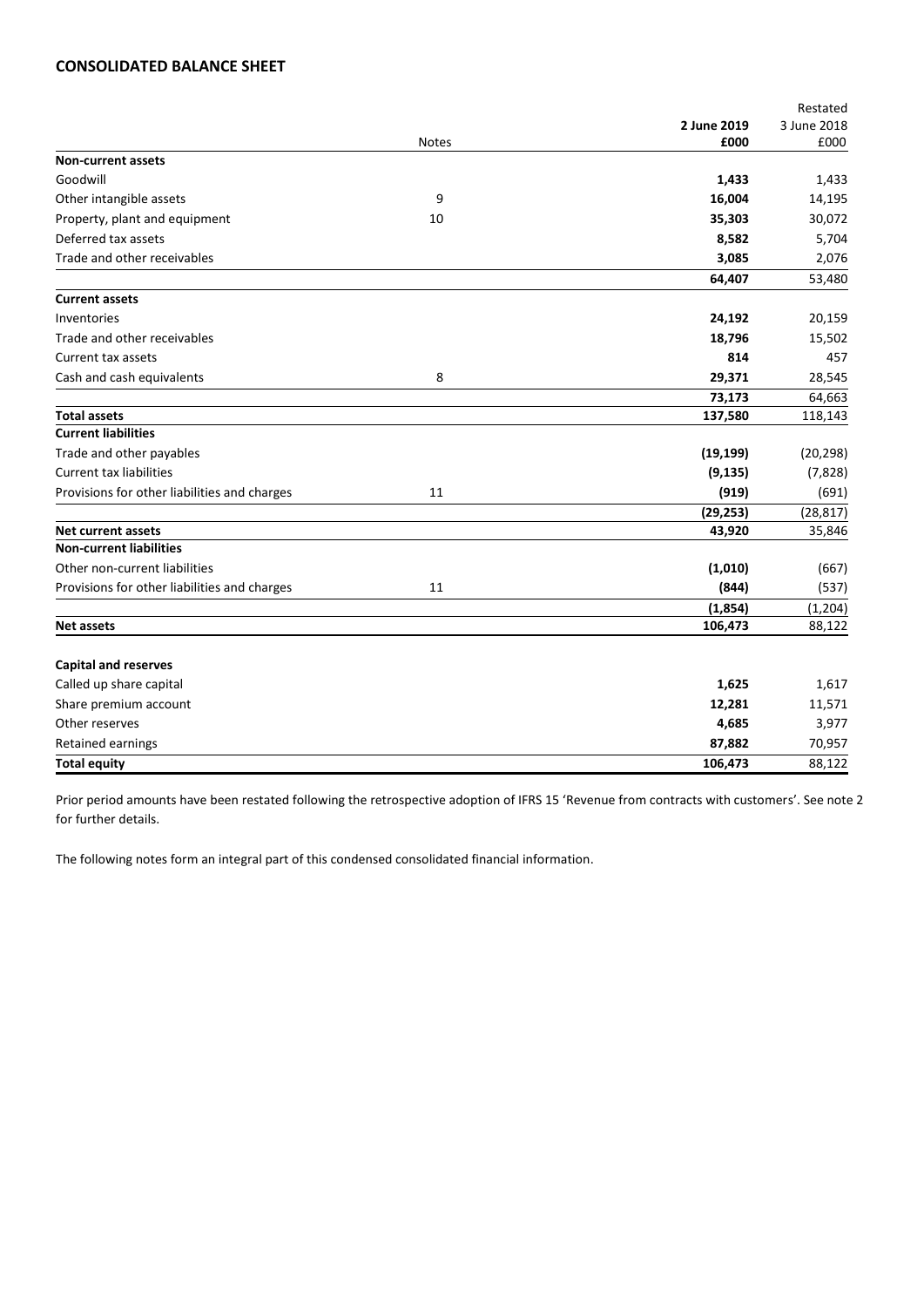## CONSOLIDATED BALANCE SHEET

| | Notes | 2 June 2019 £000 | Restated 3 June 2018 £000 |
|---|---|---|---|
| **Non-current assets** | | | |
| Goodwill | | **1,433** | 1,433 |
| Other intangible assets | 9 | **16,004** | 14,195 |
| Property, plant and equipment | 10 | **35,303** | 30,072 |
| Deferred tax assets | | **8,582** | 5,704 |
| Trade and other receivables | | **3,085** | 2,076 |
| | | **64,407** | 53,480 |
| **Current assets** | | | |
| Inventories | | **24,192** | 20,159 |
| Trade and other receivables | | **18,796** | 15,502 |
| Current tax assets | | **814** | 457 |
| Cash and cash equivalents | 8 | **29,371** | 28,545 |
| | | **73,173** | 64,663 |
| **Total assets** | | **137,580** | 118,143 |
| **Current liabilities** | | | |
| Trade and other payables | | **(19,199)** | (20,298) |
| Current tax liabilities | | **(9,135)** | (7,828) |
| Provisions for other liabilities and charges | 11 | **(919)** | (691) |
| | | **(29,253)** | (28,817) |
| **Net current assets** | | **43,920** | 35,846 |
| **Non-current liabilities** | | | |
| Other non-current liabilities | | **(1,010)** | (667) |
| Provisions for other liabilities and charges | 11 | **(844)** | (537) |
| | | **(1,854)** | (1,204) |
| **Net assets** | | **106,473** | 88,122 |
| | | | |
| **Capital and reserves** | | | |
| Called up share capital | | **1,625** | 1,617 |
| Share premium account | | **12,281** | 11,571 |
| Other reserves | | **4,685** | 3,977 |
| Retained earnings | | **87,882** | 70,957 |
| **Total equity** | | **106,473** | 88,122 |

Prior period amounts have been restated following the retrospective adoption of IFRS 15 'Revenue from contracts with customers'. See note 2 for further details.

The following notes form an integral part of this condensed consolidated financial information.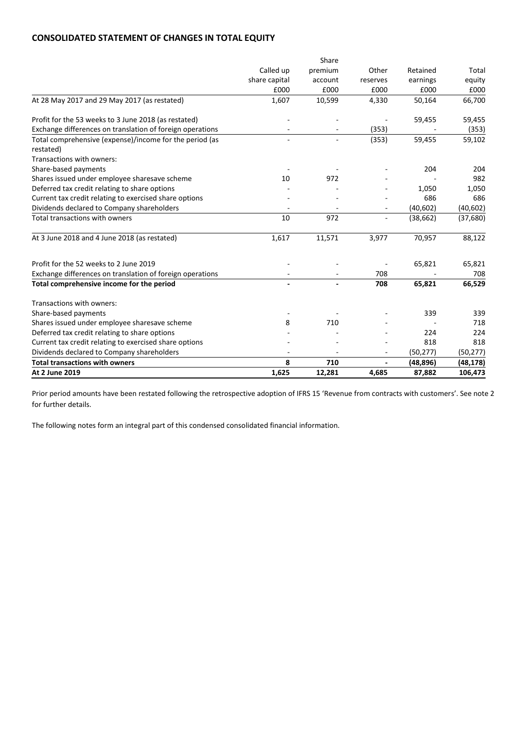## CONSOLIDATED STATEMENT OF CHANGES IN TOTAL EQUITY

| | Called up share capital £000 | Share premium account £000 | Other reserves £000 | Retained earnings £000 | Total equity £000 |
|---|---|---|---|---|---|
| At 28 May 2017 and 29 May 2017 (as restated) | 1,607 | 10,599 | 4,330 | 50,164 | 66,700 |
| Profit for the 53 weeks to 3 June 2018 (as restated) | - | - | - | 59,455 | 59,455 |
| Exchange differences on translation of foreign operations | - | - | (353) | - | (353) |
| Total comprehensive (expense)/income for the period (as restated) | - | - | (353) | 59,455 | 59,102 |
| Transactions with owners: | | | | | |
| Share-based payments | - | - | - | 204 | 204 |
| Shares issued under employee sharesave scheme | 10 | 972 | - | - | 982 |
| Deferred tax credit relating to share options | - | - | - | 1,050 | 1,050 |
| Current tax credit relating to exercised share options | - | - | - | 686 | 686 |
| Dividends declared to Company shareholders | - | - | - | (40,602) | (40,602) |
| Total transactions with owners | 10 | 972 | - | (38,662) | (37,680) |
| At 3 June 2018 and 4 June 2018 (as restated) | 1,617 | 11,571 | 3,977 | 70,957 | 88,122 |
| Profit for the 52 weeks to 2 June 2019 | - | - | - | 65,821 | 65,821 |
| Exchange differences on translation of foreign operations | - | - | 708 | - | 708 |
| **Total comprehensive income for the period** | **-** | **-** | **708** | **65,821** | **66,529** |
| Transactions with owners: | | | | | |
| Share-based payments | - | - | - | 339 | 339 |
| Shares issued under employee sharesave scheme | 8 | 710 | - | - | 718 |
| Deferred tax credit relating to share options | - | - | - | 224 | 224 |
| Current tax credit relating to exercised share options | - | - | - | 818 | 818 |
| Dividends declared to Company shareholders | - | - | - | (50,277) | (50,277) |
| **Total transactions with owners** | **8** | **710** | **-** | **(48,896)** | **(48,178)** |
| **At 2 June 2019** | **1,625** | **12,281** | **4,685** | **87,882** | **106,473** |

Prior period amounts have been restated following the retrospective adoption of IFRS 15 'Revenue from contracts with customers'. See note 2 for further details.

The following notes form an integral part of this condensed consolidated financial information.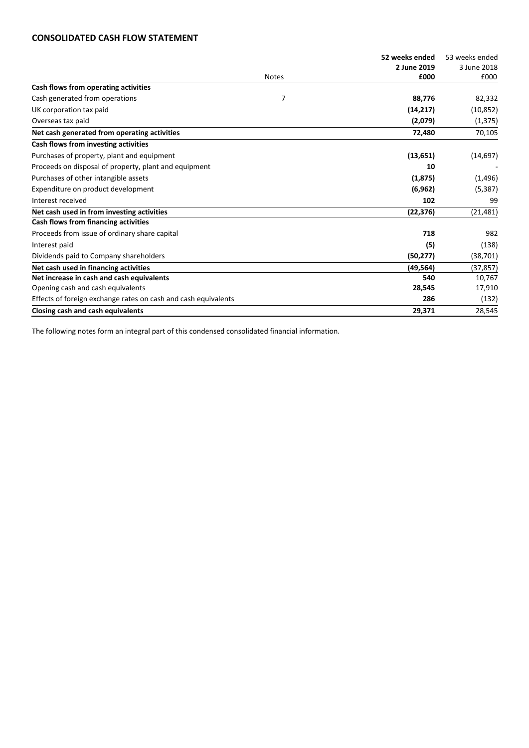## CONSOLIDATED CASH FLOW STATEMENT

| | Notes | 52 weeks ended 2 June 2019 £000 | 53 weeks ended 3 June 2018 £000 |
|---|---|---|---|
| **Cash flows from operating activities** | | | |
| Cash generated from operations | 7 | **88,776** | 82,332 |
| UK corporation tax paid | | **(14,217)** | (10,852) |
| Overseas tax paid | | **(2,079)** | (1,375) |
| **Net cash generated from operating activities** | | **72,480** | 70,105 |
| **Cash flows from investing activities** | | | |
| Purchases of property, plant and equipment | | **(13,651)** | (14,697) |
| Proceeds on disposal of property, plant and equipment | | **10** | - |
| Purchases of other intangible assets | | **(1,875)** | (1,496) |
| Expenditure on product development | | **(6,962)** | (5,387) |
| Interest received | | **102** | 99 |
| **Net cash used in from investing activities** | | **(22,376)** | (21,481) |
| **Cash flows from financing activities** | | | |
| Proceeds from issue of ordinary share capital | | **718** | 982 |
| Interest paid | | **(5)** | (138) |
| Dividends paid to Company shareholders | | **(50,277)** | (38,701) |
| **Net cash used in financing activities** | | **(49,564)** | (37,857) |
| **Net increase in cash and cash equivalents** | | **540** | 10,767 |
| Opening cash and cash equivalents | | **28,545** | 17,910 |
| Effects of foreign exchange rates on cash and cash equivalents | | **286** | (132) |
| **Closing cash and cash equivalents** | | **29,371** | 28,545 |

The following notes form an integral part of this condensed consolidated financial information.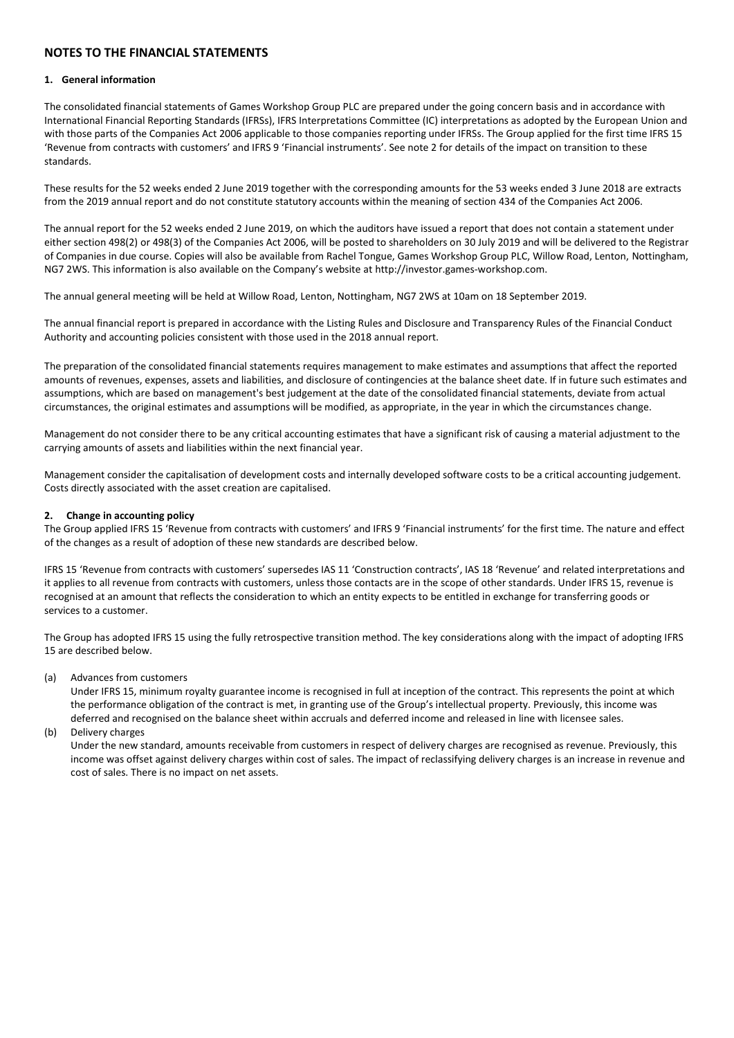## NOTES TO THE FINANCIAL STATEMENTS

### 1. General information

The consolidated financial statements of Games Workshop Group PLC are prepared under the going concern basis and in accordance with International Financial Reporting Standards (IFRSs), IFRS Interpretations Committee (IC) interpretations as adopted by the European Union and with those parts of the Companies Act 2006 applicable to those companies reporting under IFRSs. The Group applied for the first time IFRS 15 'Revenue from contracts with customers' and IFRS 9 'Financial instruments'. See note 2 for details of the impact on transition to these standards.

These results for the 52 weeks ended 2 June 2019 together with the corresponding amounts for the 53 weeks ended 3 June 2018 are extracts from the 2019 annual report and do not constitute statutory accounts within the meaning of section 434 of the Companies Act 2006.

The annual report for the 52 weeks ended 2 June 2019, on which the auditors have issued a report that does not contain a statement under either section 498(2) or 498(3) of the Companies Act 2006, will be posted to shareholders on 30 July 2019 and will be delivered to the Registrar of Companies in due course. Copies will also be available from Rachel Tongue, Games Workshop Group PLC, Willow Road, Lenton, Nottingham, NG7 2WS. This information is also available on the Company's website at http://investor.games-workshop.com.

The annual general meeting will be held at Willow Road, Lenton, Nottingham, NG7 2WS at 10am on 18 September 2019.

The annual financial report is prepared in accordance with the Listing Rules and Disclosure and Transparency Rules of the Financial Conduct Authority and accounting policies consistent with those used in the 2018 annual report.

The preparation of the consolidated financial statements requires management to make estimates and assumptions that affect the reported amounts of revenues, expenses, assets and liabilities, and disclosure of contingencies at the balance sheet date. If in future such estimates and assumptions, which are based on management's best judgement at the date of the consolidated financial statements, deviate from actual circumstances, the original estimates and assumptions will be modified, as appropriate, in the year in which the circumstances change.

Management do not consider there to be any critical accounting estimates that have a significant risk of causing a material adjustment to the carrying amounts of assets and liabilities within the next financial year.

Management consider the capitalisation of development costs and internally developed software costs to be a critical accounting judgement. Costs directly associated with the asset creation are capitalised.

### 2. Change in accounting policy

The Group applied IFRS 15 'Revenue from contracts with customers' and IFRS 9 'Financial instruments' for the first time. The nature and effect of the changes as a result of adoption of these new standards are described below.

IFRS 15 'Revenue from contracts with customers' supersedes IAS 11 'Construction contracts', IAS 18 'Revenue' and related interpretations and it applies to all revenue from contracts with customers, unless those contacts are in the scope of other standards. Under IFRS 15, revenue is recognised at an amount that reflects the consideration to which an entity expects to be entitled in exchange for transferring goods or services to a customer.

The Group has adopted IFRS 15 using the fully retrospective transition method. The key considerations along with the impact of adopting IFRS 15 are described below.

(a) Advances from customers

Under IFRS 15, minimum royalty guarantee income is recognised in full at inception of the contract. This represents the point at which the performance obligation of the contract is met, in granting use of the Group's intellectual property. Previously, this income was deferred and recognised on the balance sheet within accruals and deferred income and released in line with licensee sales.

(b) Delivery charges

Under the new standard, amounts receivable from customers in respect of delivery charges are recognised as revenue. Previously, this income was offset against delivery charges within cost of sales. The impact of reclassifying delivery charges is an increase in revenue and cost of sales. There is no impact on net assets.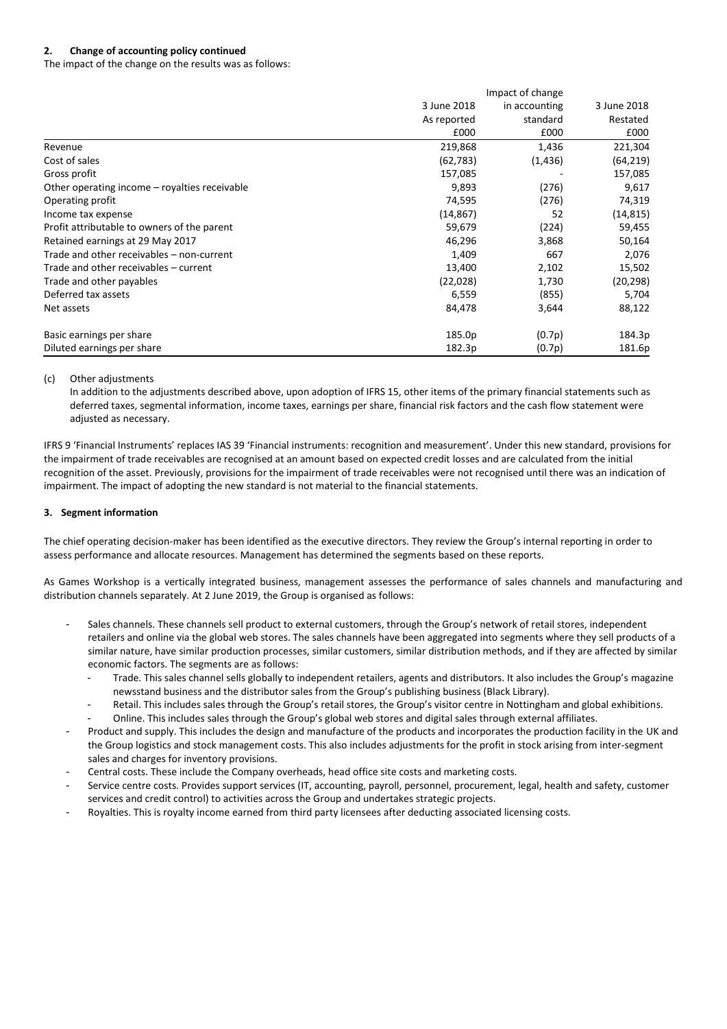**2. Change of accounting policy continued**

The impact of the change on the results was as follows:

| | 3 June 2018 As reported £000 | Impact of change in accounting standard £000 | 3 June 2018 Restated £000 |
|---|---|---|---|
| Revenue | 219,868 | 1,436 | 221,304 |
| Cost of sales | (62,783) | (1,436) | (64,219) |
| Gross profit | 157,085 | - | 157,085 |
| Other operating income – royalties receivable | 9,893 | (276) | 9,617 |
| Operating profit | 74,595 | (276) | 74,319 |
| Income tax expense | (14,867) | 52 | (14,815) |
| Profit attributable to owners of the parent | 59,679 | (224) | 59,455 |
| Retained earnings at 29 May 2017 | 46,296 | 3,868 | 50,164 |
| Trade and other receivables – non-current | 1,409 | 667 | 2,076 |
| Trade and other receivables – current | 13,400 | 2,102 | 15,502 |
| Trade and other payables | (22,028) | 1,730 | (20,298) |
| Deferred tax assets | 6,559 | (855) | 5,704 |
| Net assets | 84,478 | 3,644 | 88,122 |
| | | | |
| Basic earnings per share | 185.0p | (0.7p) | 184.3p |
| Diluted earnings per share | 182.3p | (0.7p) | 181.6p |

(c) Other adjustments

In addition to the adjustments described above, upon adoption of IFRS 15, other items of the primary financial statements such as deferred taxes, segmental information, income taxes, earnings per share, financial risk factors and the cash flow statement were adjusted as necessary.

IFRS 9 'Financial Instruments' replaces IAS 39 'Financial instruments: recognition and measurement'. Under this new standard, provisions for the impairment of trade receivables are recognised at an amount based on expected credit losses and are calculated from the initial recognition of the asset. Previously, provisions for the impairment of trade receivables were not recognised until there was an indication of impairment. The impact of adopting the new standard is not material to the financial statements.

**3. Segment information**

The chief operating decision-maker has been identified as the executive directors. They review the Group's internal reporting in order to assess performance and allocate resources. Management has determined the segments based on these reports.

As Games Workshop is a vertically integrated business, management assesses the performance of sales channels and manufacturing and distribution channels separately. At 2 June 2019, the Group is organised as follows:

- Sales channels. These channels sell product to external customers, through the Group's network of retail stores, independent retailers and online via the global web stores. The sales channels have been aggregated into segments where they sell products of a similar nature, have similar production processes, similar customers, similar distribution methods, and if they are affected by similar economic factors. The segments are as follows:
  - Trade. This sales channel sells globally to independent retailers, agents and distributors. It also includes the Group's magazine newsstand business and the distributor sales from the Group's publishing business (Black Library).
  - Retail. This includes sales through the Group's retail stores, the Group's visitor centre in Nottingham and global exhibitions.
  - Online. This includes sales through the Group's global web stores and digital sales through external affiliates.
- Product and supply. This includes the design and manufacture of the products and incorporates the production facility in the UK and the Group logistics and stock management costs. This also includes adjustments for the profit in stock arising from inter-segment sales and charges for inventory provisions.
- Central costs. These include the Company overheads, head office site costs and marketing costs.
- Service centre costs. Provides support services (IT, accounting, payroll, personnel, procurement, legal, health and safety, customer services and credit control) to activities across the Group and undertakes strategic projects.
- Royalties. This is royalty income earned from third party licensees after deducting associated licensing costs.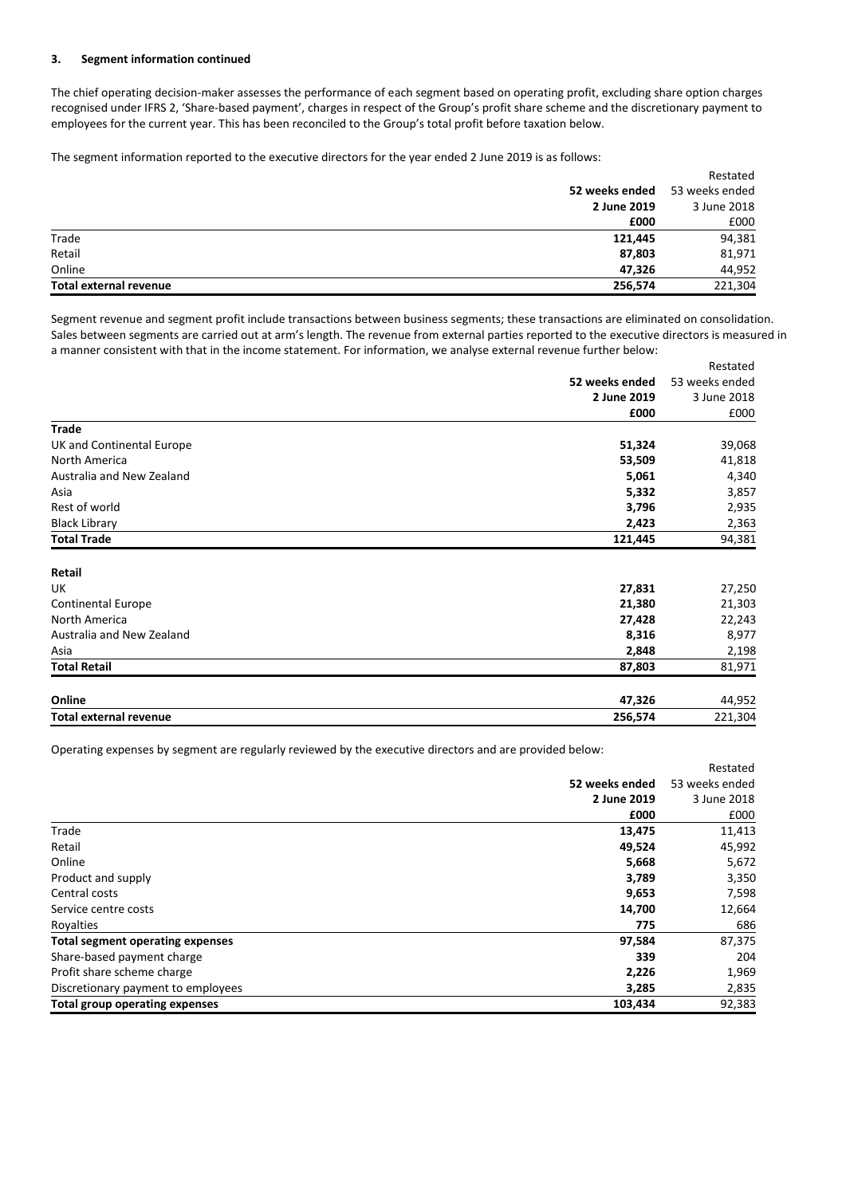### 3. Segment information continued

The chief operating decision-maker assesses the performance of each segment based on operating profit, excluding share option charges recognised under IFRS 2, 'Share-based payment', charges in respect of the Group's profit share scheme and the discretionary payment to employees for the current year. This has been reconciled to the Group's total profit before taxation below.

The segment information reported to the executive directors for the year ended 2 June 2019 is as follows:

| | 52 weeks ended 2 June 2019 £000 | Restated 53 weeks ended 3 June 2018 £000 |
|---|---|---|
| Trade | **121,445** | 94,381 |
| Retail | **87,803** | 81,971 |
| Online | **47,326** | 44,952 |
| **Total external revenue** | **256,574** | 221,304 |

Segment revenue and segment profit include transactions between business segments; these transactions are eliminated on consolidation. Sales between segments are carried out at arm's length. The revenue from external parties reported to the executive directors is measured in a manner consistent with that in the income statement. For information, we analyse external revenue further below:

| | 52 weeks ended 2 June 2019 £000 | Restated 53 weeks ended 3 June 2018 £000 |
|---|---|---|
| **Trade** | | |
| UK and Continental Europe | **51,324** | 39,068 |
| North America | **53,509** | 41,818 |
| Australia and New Zealand | **5,061** | 4,340 |
| Asia | **5,332** | 3,857 |
| Rest of world | **3,796** | 2,935 |
| Black Library | **2,423** | 2,363 |
| **Total Trade** | **121,445** | 94,381 |
| | | |
| **Retail** | | |
| UK | **27,831** | 27,250 |
| Continental Europe | **21,380** | 21,303 |
| North America | **27,428** | 22,243 |
| Australia and New Zealand | **8,316** | 8,977 |
| Asia | **2,848** | 2,198 |
| **Total Retail** | **87,803** | 81,971 |
| | | |
| **Online** | **47,326** | 44,952 |
| **Total external revenue** | **256,574** | 221,304 |

Operating expenses by segment are regularly reviewed by the executive directors and are provided below:

| | 52 weeks ended 2 June 2019 £000 | Restated 53 weeks ended 3 June 2018 £000 |
|---|---|---|
| Trade | **13,475** | 11,413 |
| Retail | **49,524** | 45,992 |
| Online | **5,668** | 5,672 |
| Product and supply | **3,789** | 3,350 |
| Central costs | **9,653** | 7,598 |
| Service centre costs | **14,700** | 12,664 |
| Royalties | **775** | 686 |
| **Total segment operating expenses** | **97,584** | 87,375 |
| Share-based payment charge | **339** | 204 |
| Profit share scheme charge | **2,226** | 1,969 |
| Discretionary payment to employees | **3,285** | 2,835 |
| **Total group operating expenses** | **103,434** | 92,383 |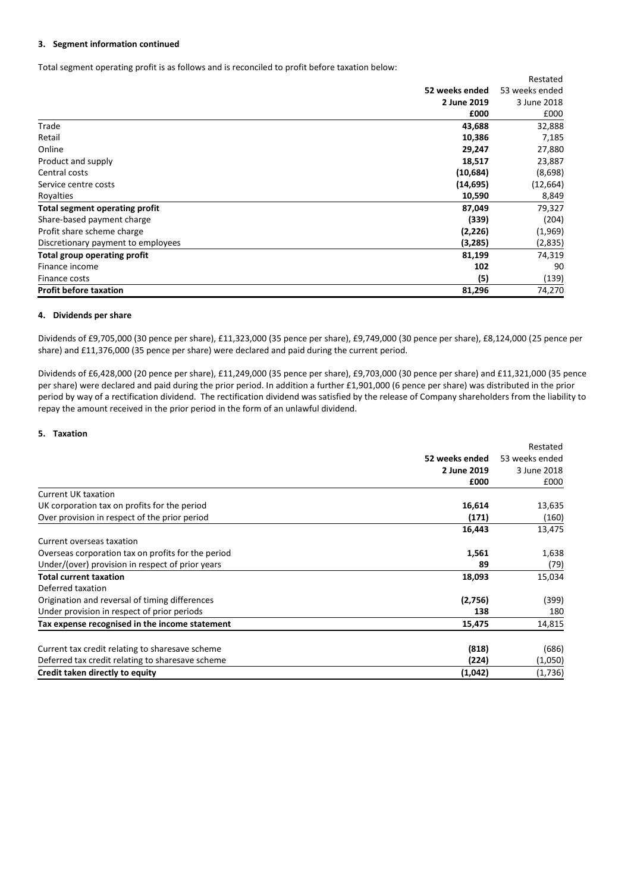### 3. Segment information continued

Total segment operating profit is as follows and is reconciled to profit before taxation below:

| | 52 weeks ended 2 June 2019 £000 | Restated 53 weeks ended 3 June 2018 £000 |
|---|---|---|
| Trade | **43,688** | 32,888 |
| Retail | **10,386** | 7,185 |
| Online | **29,247** | 27,880 |
| Product and supply | **18,517** | 23,887 |
| Central costs | **(10,684)** | (8,698) |
| Service centre costs | **(14,695)** | (12,664) |
| Royalties | **10,590** | 8,849 |
| **Total segment operating profit** | **87,049** | 79,327 |
| Share-based payment charge | **(339)** | (204) |
| Profit share scheme charge | **(2,226)** | (1,969) |
| Discretionary payment to employees | **(3,285)** | (2,835) |
| **Total group operating profit** | **81,199** | 74,319 |
| Finance income | **102** | 90 |
| Finance costs | **(5)** | (139) |
| **Profit before taxation** | **81,296** | 74,270 |

### 4. Dividends per share

Dividends of £9,705,000 (30 pence per share), £11,323,000 (35 pence per share), £9,749,000 (30 pence per share), £8,124,000 (25 pence per share) and £11,376,000 (35 pence per share) were declared and paid during the current period.

Dividends of £6,428,000 (20 pence per share), £11,249,000 (35 pence per share), £9,703,000 (30 pence per share) and £11,321,000 (35 pence per share) were declared and paid during the prior period. In addition a further £1,901,000 (6 pence per share) was distributed in the prior period by way of a rectification dividend. The rectification dividend was satisfied by the release of Company shareholders from the liability to repay the amount received in the prior period in the form of an unlawful dividend.

### 5. Taxation

| | 52 weeks ended 2 June 2019 £000 | Restated 53 weeks ended 3 June 2018 £000 |
|---|---|---|
| Current UK taxation | | |
| UK corporation tax on profits for the period | **16,614** | 13,635 |
| Over provision in respect of the prior period | **(171)** | (160) |
| | **16,443** | 13,475 |
| Current overseas taxation | | |
| Overseas corporation tax on profits for the period | **1,561** | 1,638 |
| Under/(over) provision in respect of prior years | **89** | (79) |
| **Total current taxation** | **18,093** | 15,034 |
| Deferred taxation | | |
| Origination and reversal of timing differences | **(2,756)** | (399) |
| Under provision in respect of prior periods | **138** | 180 |
| **Tax expense recognised in the income statement** | **15,475** | 14,815 |
| | | |
| Current tax credit relating to sharesave scheme | **(818)** | (686) |
| Deferred tax credit relating to sharesave scheme | **(224)** | (1,050) |
| **Credit taken directly to equity** | **(1,042)** | (1,736) |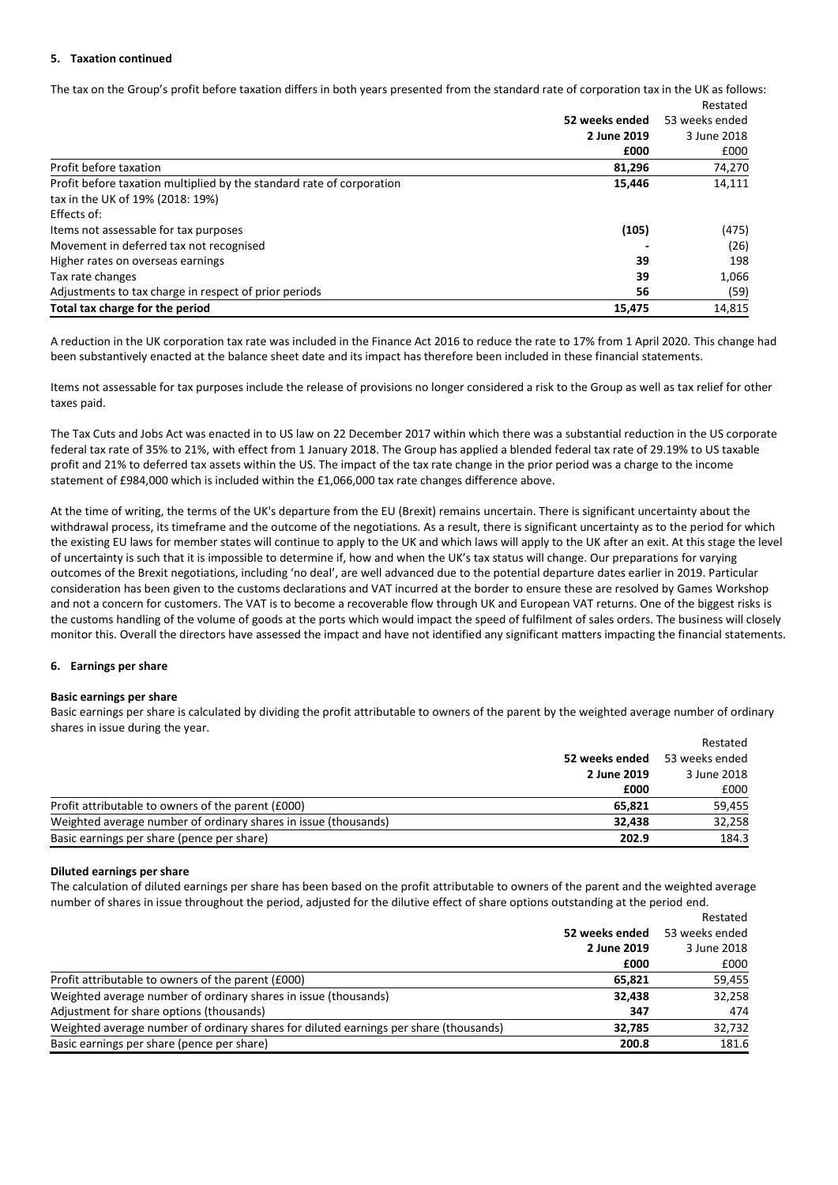#### 5. Taxation continued

The tax on the Group's profit before taxation differs in both years presented from the standard rate of corporation tax in the UK as follows:

| | 52 weeks ended 2 June 2019 £000 | Restated 53 weeks ended 3 June 2018 £000 |
|---|---|---|
| Profit before taxation | **81,296** | 74,270 |
| Profit before taxation multiplied by the standard rate of corporation tax in the UK of 19% (2018: 19%) | **15,446** | 14,111 |
| Effects of: | | |
| Items not assessable for tax purposes | **(105)** | (475) |
| Movement in deferred tax not recognised | **-** | (26) |
| Higher rates on overseas earnings | **39** | 198 |
| Tax rate changes | **39** | 1,066 |
| Adjustments to tax charge in respect of prior periods | **56** | (59) |
| **Total tax charge for the period** | **15,475** | 14,815 |

A reduction in the UK corporation tax rate was included in the Finance Act 2016 to reduce the rate to 17% from 1 April 2020. This change had been substantively enacted at the balance sheet date and its impact has therefore been included in these financial statements.

Items not assessable for tax purposes include the release of provisions no longer considered a risk to the Group as well as tax relief for other taxes paid.

The Tax Cuts and Jobs Act was enacted in to US law on 22 December 2017 within which there was a substantial reduction in the US corporate federal tax rate of 35% to 21%, with effect from 1 January 2018. The Group has applied a blended federal tax rate of 29.19% to US taxable profit and 21% to deferred tax assets within the US. The impact of the tax rate change in the prior period was a charge to the income statement of £984,000 which is included within the £1,066,000 tax rate changes difference above.

At the time of writing, the terms of the UK's departure from the EU (Brexit) remains uncertain. There is significant uncertainty about the withdrawal process, its timeframe and the outcome of the negotiations. As a result, there is significant uncertainty as to the period for which the existing EU laws for member states will continue to apply to the UK and which laws will apply to the UK after an exit. At this stage the level of uncertainty is such that it is impossible to determine if, how and when the UK's tax status will change. Our preparations for varying outcomes of the Brexit negotiations, including 'no deal', are well advanced due to the potential departure dates earlier in 2019. Particular consideration has been given to the customs declarations and VAT incurred at the border to ensure these are resolved by Games Workshop and not a concern for customers. The VAT is to become a recoverable flow through UK and European VAT returns. One of the biggest risks is the customs handling of the volume of goods at the ports which would impact the speed of fulfilment of sales orders. The business will closely monitor this. Overall the directors have assessed the impact and have not identified any significant matters impacting the financial statements.

#### 6. Earnings per share

**Basic earnings per share**

Basic earnings per share is calculated by dividing the profit attributable to owners of the parent by the weighted average number of ordinary shares in issue during the year.

| | 52 weeks ended 2 June 2019 £000 | Restated 53 weeks ended 3 June 2018 £000 |
|---|---|---|
| Profit attributable to owners of the parent (£000) | **65,821** | 59,455 |
| Weighted average number of ordinary shares in issue (thousands) | **32,438** | 32,258 |
| Basic earnings per share (pence per share) | **202.9** | 184.3 |

**Diluted earnings per share**

The calculation of diluted earnings per share has been based on the profit attributable to owners of the parent and the weighted average number of shares in issue throughout the period, adjusted for the dilutive effect of share options outstanding at the period end.

| | 52 weeks ended 2 June 2019 £000 | Restated 53 weeks ended 3 June 2018 £000 |
|---|---|---|
| Profit attributable to owners of the parent (£000) | **65,821** | 59,455 |
| Weighted average number of ordinary shares in issue (thousands) | **32,438** | 32,258 |
| Adjustment for share options (thousands) | **347** | 474 |
| Weighted average number of ordinary shares for diluted earnings per share (thousands) | **32,785** | 32,732 |
| Basic earnings per share (pence per share) | **200.8** | 181.6 |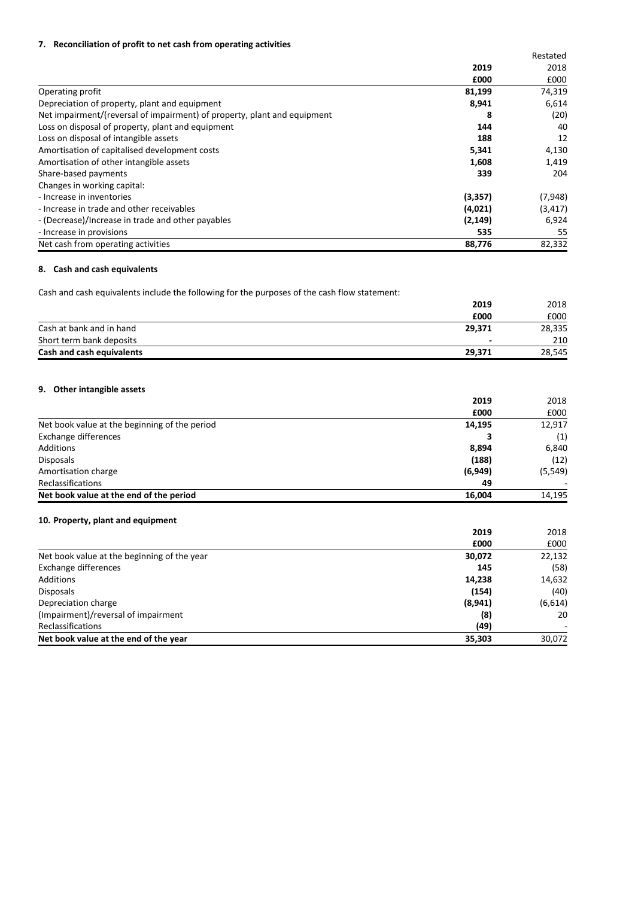### 7. Reconciliation of profit to net cash from operating activities

| | 2019 | Restated 2018 |
|---|---|---|
| | £000 | £000 |
| Operating profit | **81,199** | 74,319 |
| Depreciation of property, plant and equipment | **8,941** | 6,614 |
| Net impairment/(reversal of impairment) of property, plant and equipment | **8** | (20) |
| Loss on disposal of property, plant and equipment | **144** | 40 |
| Loss on disposal of intangible assets | **188** | 12 |
| Amortisation of capitalised development costs | **5,341** | 4,130 |
| Amortisation of other intangible assets | **1,608** | 1,419 |
| Share-based payments | **339** | 204 |
| Changes in working capital: | | |
| - Increase in inventories | **(3,357)** | (7,948) |
| - Increase in trade and other receivables | **(4,021)** | (3,417) |
| - (Decrease)/Increase in trade and other payables | **(2,149)** | 6,924 |
| - Increase in provisions | **535** | 55 |
| Net cash from operating activities | **88,776** | 82,332 |

### 8. Cash and cash equivalents

Cash and cash equivalents include the following for the purposes of the cash flow statement:

| | 2019 | 2018 |
|---|---|---|
| | £000 | £000 |
| Cash at bank and in hand | **29,371** | 28,335 |
| Short term bank deposits | **-** | 210 |
| **Cash and cash equivalents** | **29,371** | 28,545 |

### 9. Other intangible assets

| | 2019 | 2018 |
|---|---|---|
| | £000 | £000 |
| Net book value at the beginning of the period | **14,195** | 12,917 |
| Exchange differences | **3** | (1) |
| Additions | **8,894** | 6,840 |
| Disposals | **(188)** | (12) |
| Amortisation charge | **(6,949)** | (5,549) |
| Reclassifications | **49** | - |
| **Net book value at the end of the period** | **16,004** | 14,195 |

### 10. Property, plant and equipment

| | 2019 | 2018 |
|---|---|---|
| | £000 | £000 |
| Net book value at the beginning of the year | **30,072** | 22,132 |
| Exchange differences | **145** | (58) |
| Additions | **14,238** | 14,632 |
| Disposals | **(154)** | (40) |
| Depreciation charge | **(8,941)** | (6,614) |
| (Impairment)/reversal of impairment | **(8)** | 20 |
| Reclassifications | **(49)** | - |
| **Net book value at the end of the year** | **35,303** | 30,072 |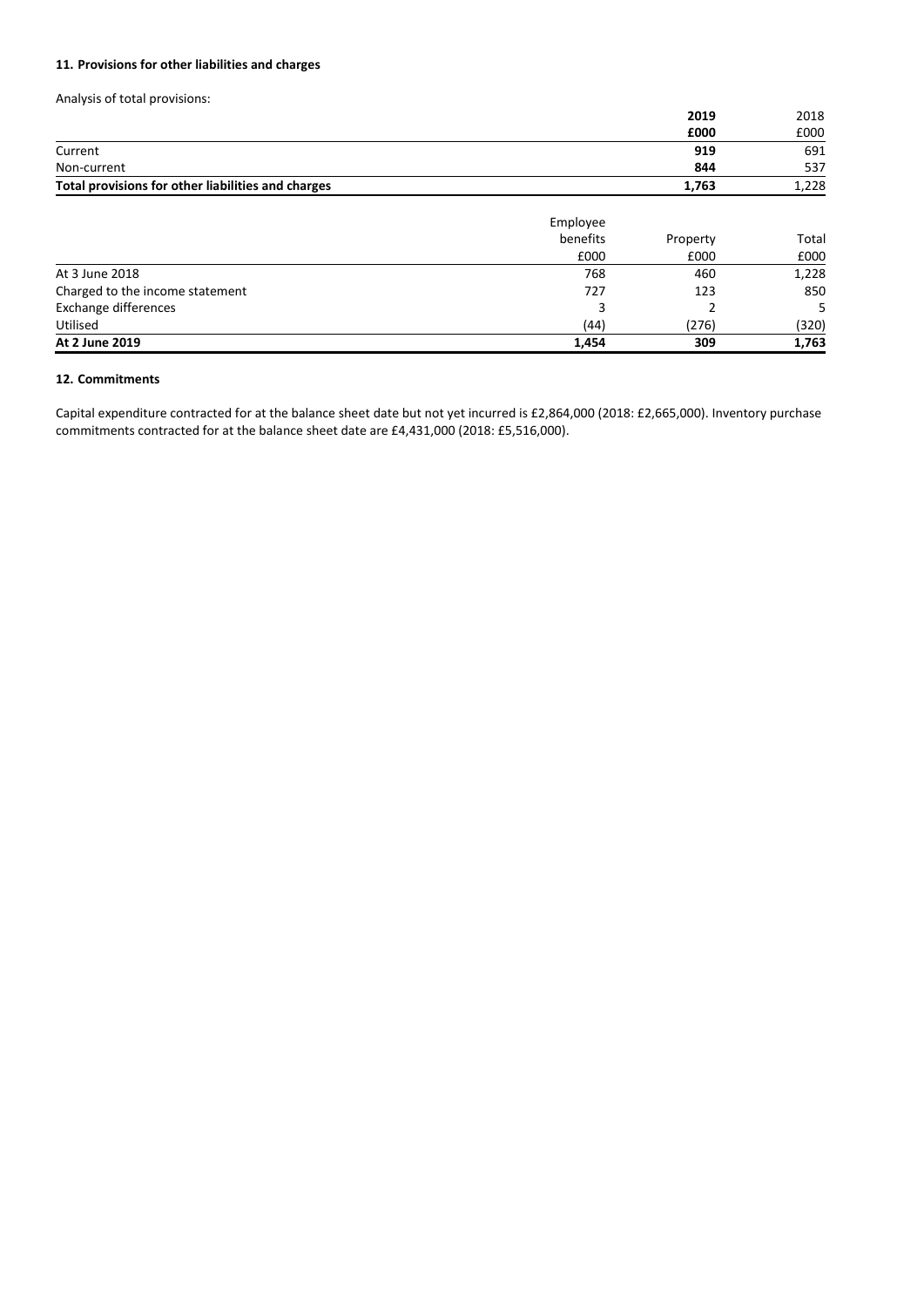### 11. Provisions for other liabilities and charges

Analysis of total provisions:

| | 2019 | 2018 |
|---|---|---|
| | £000 | £000 |
| Current | **919** | 691 |
| Non-current | **844** | 537 |
| **Total provisions for other liabilities and charges** | **1,763** | 1,228 |

| | Employee benefits | Property | Total |
|---|---|---|---|
| | £000 | £000 | £000 |
| At 3 June 2018 | 768 | 460 | 1,228 |
| Charged to the income statement | 727 | 123 | 850 |
| Exchange differences | 3 | 2 | 5 |
| Utilised | (44) | (276) | (320) |
| **At 2 June 2019** | **1,454** | **309** | **1,763** |

### 12. Commitments

Capital expenditure contracted for at the balance sheet date but not yet incurred is £2,864,000 (2018: £2,665,000). Inventory purchase commitments contracted for at the balance sheet date are £4,431,000 (2018: £5,516,000).